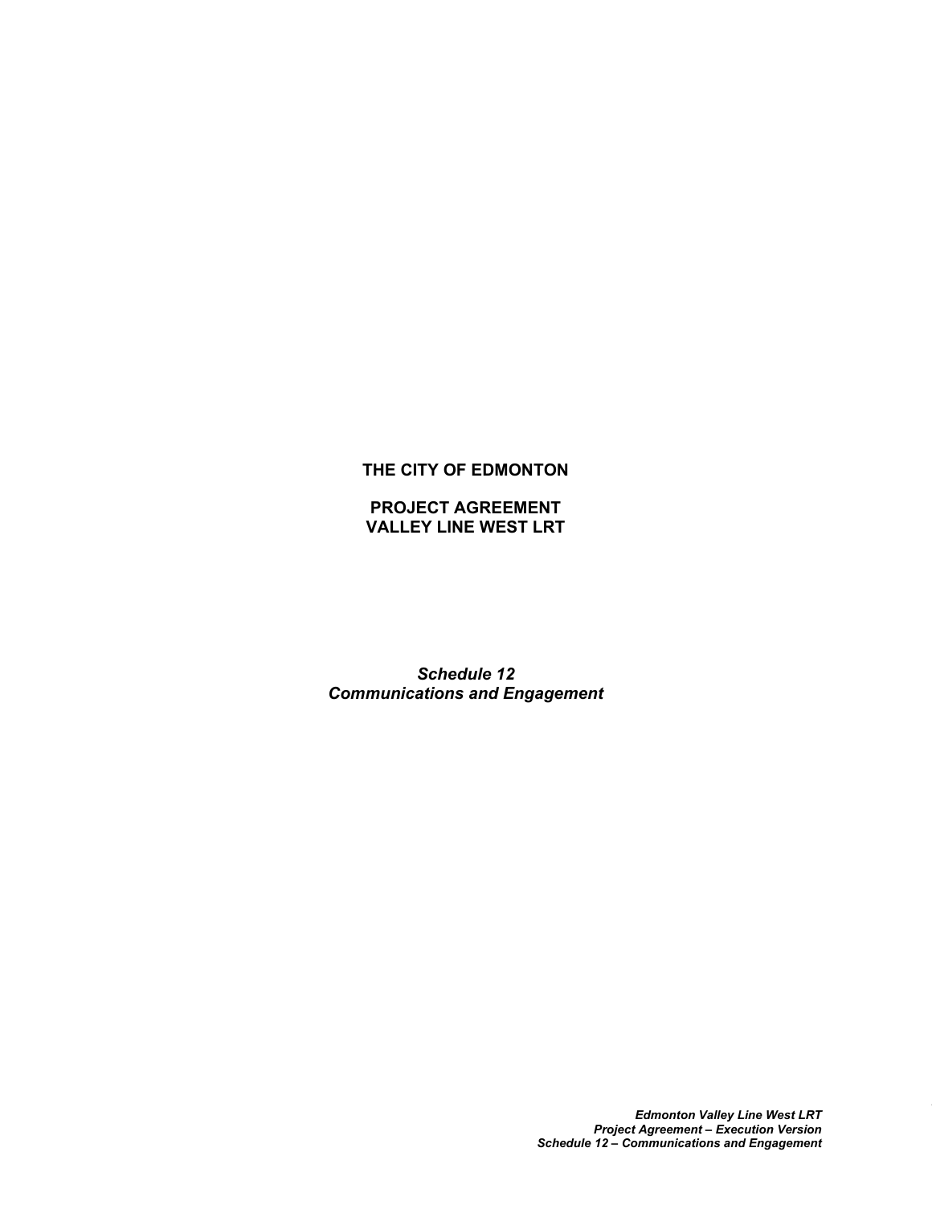**THE CITY OF EDMONTON**

**PROJECT AGREEMENT**
**VALLEY LINE WEST LRT**

***Schedule 12***
***Communications and Engagement***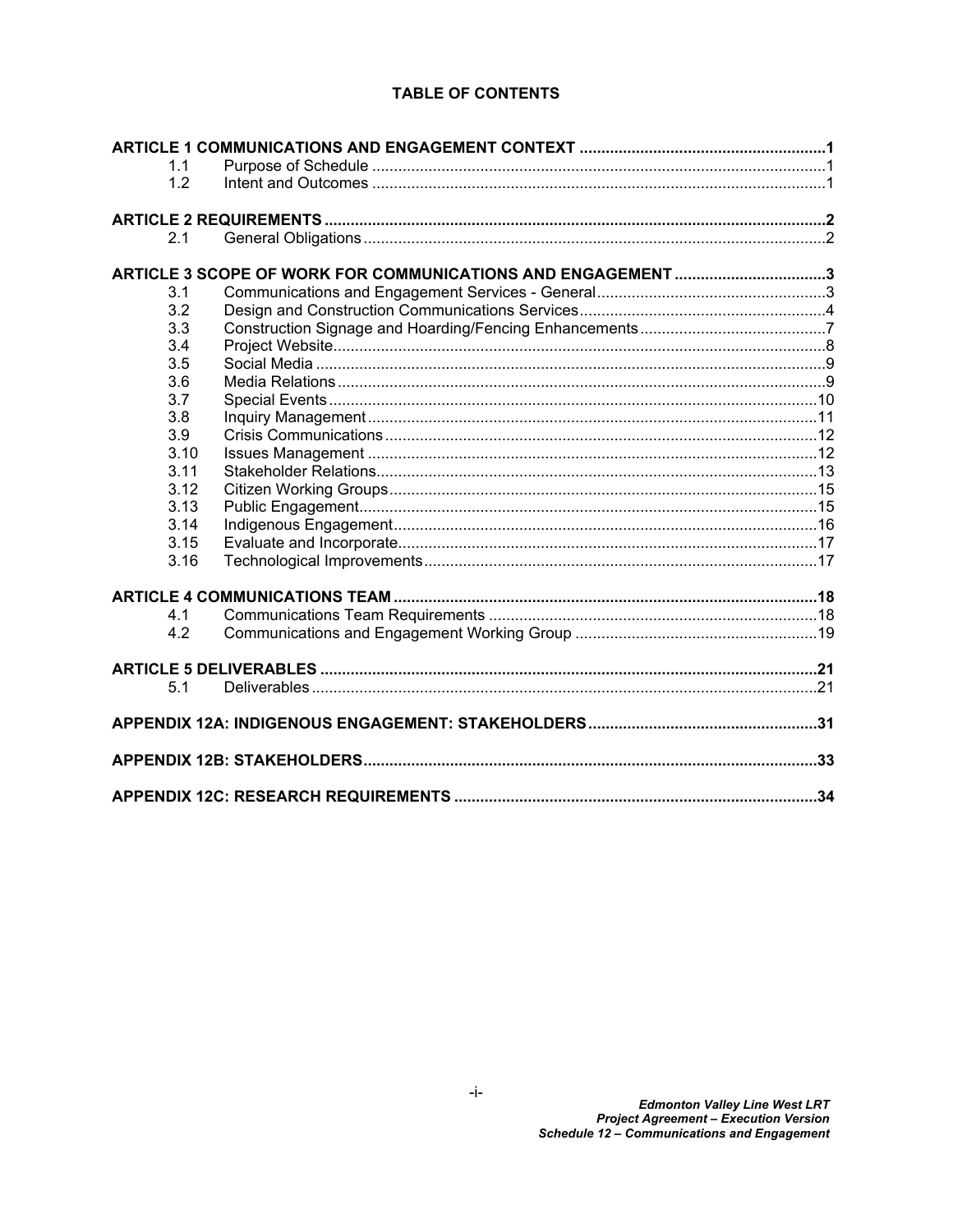# TABLE OF CONTENTS

| | | |
|---|---|---|
| **ARTICLE 1 COMMUNICATIONS AND ENGAGEMENT CONTEXT** | | **1** |
| 1.1 | Purpose of Schedule | 1 |
| 1.2 | Intent and Outcomes | 1 |
| **ARTICLE 2 REQUIREMENTS** | | **2** |
| 2.1 | General Obligations | 2 |
| **ARTICLE 3 SCOPE OF WORK FOR COMMUNICATIONS AND ENGAGEMENT** | | **3** |
| 3.1 | Communications and Engagement Services - General | 3 |
| 3.2 | Design and Construction Communications Services | 4 |
| 3.3 | Construction Signage and Hoarding/Fencing Enhancements | 7 |
| 3.4 | Project Website | 8 |
| 3.5 | Social Media | 9 |
| 3.6 | Media Relations | 9 |
| 3.7 | Special Events | 10 |
| 3.8 | Inquiry Management | 11 |
| 3.9 | Crisis Communications | 12 |
| 3.10 | Issues Management | 12 |
| 3.11 | Stakeholder Relations | 13 |
| 3.12 | Citizen Working Groups | 15 |
| 3.13 | Public Engagement | 15 |
| 3.14 | Indigenous Engagement | 16 |
| 3.15 | Evaluate and Incorporate | 17 |
| 3.16 | Technological Improvements | 17 |
| **ARTICLE 4 COMMUNICATIONS TEAM** | | **18** |
| 4.1 | Communications Team Requirements | 18 |
| 4.2 | Communications and Engagement Working Group | 19 |
| **ARTICLE 5 DELIVERABLES** | | **21** |
| 5.1 | Deliverables | 21 |
| **APPENDIX 12A: INDIGENOUS ENGAGEMENT: STAKEHOLDERS** | | **31** |
| **APPENDIX 12B: STAKEHOLDERS** | | **33** |
| **APPENDIX 12C: RESEARCH REQUIREMENTS** | | **34** |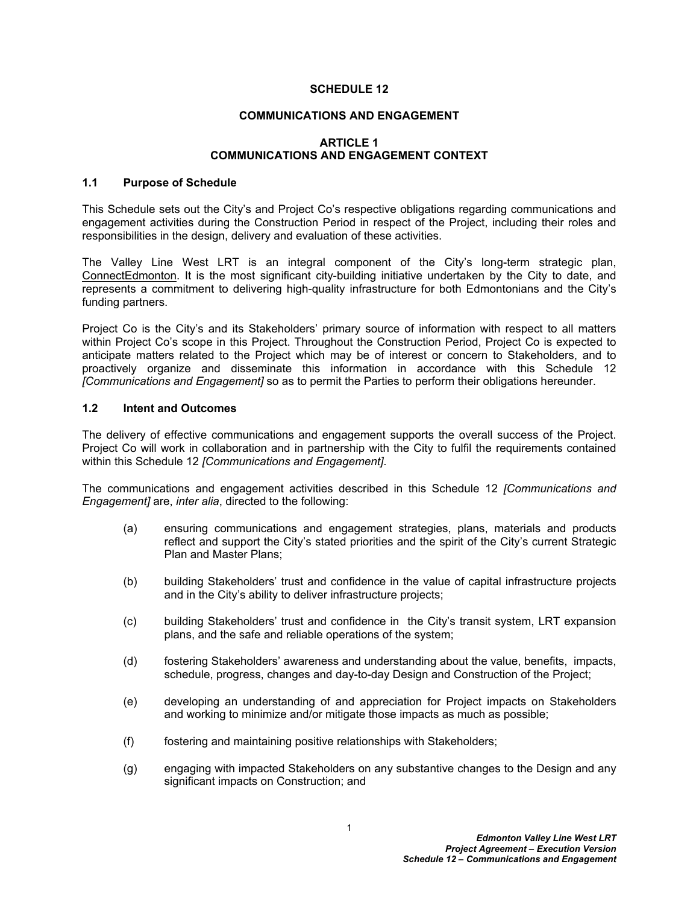# SCHEDULE 12

# COMMUNICATIONS AND ENGAGEMENT

## ARTICLE 1
## COMMUNICATIONS AND ENGAGEMENT CONTEXT

### 1.1 Purpose of Schedule

This Schedule sets out the City's and Project Co's respective obligations regarding communications and engagement activities during the Construction Period in respect of the Project, including their roles and responsibilities in the design, delivery and evaluation of these activities.

The Valley Line West LRT is an integral component of the City's long-term strategic plan, ConnectEdmonton. It is the most significant city-building initiative undertaken by the City to date, and represents a commitment to delivering high-quality infrastructure for both Edmontonians and the City's funding partners.

Project Co is the City's and its Stakeholders' primary source of information with respect to all matters within Project Co's scope in this Project. Throughout the Construction Period, Project Co is expected to anticipate matters related to the Project which may be of interest or concern to Stakeholders, and to proactively organize and disseminate this information in accordance with this Schedule 12 *[Communications and Engagement]* so as to permit the Parties to perform their obligations hereunder.

### 1.2 Intent and Outcomes

The delivery of effective communications and engagement supports the overall success of the Project. Project Co will work in collaboration and in partnership with the City to fulfil the requirements contained within this Schedule 12 *[Communications and Engagement]*.

The communications and engagement activities described in this Schedule 12 *[Communications and Engagement]* are, *inter alia*, directed to the following:

(a) ensuring communications and engagement strategies, plans, materials and products reflect and support the City's stated priorities and the spirit of the City's current Strategic Plan and Master Plans;

(b) building Stakeholders' trust and confidence in the value of capital infrastructure projects and in the City's ability to deliver infrastructure projects;

(c) building Stakeholders' trust and confidence in the City's transit system, LRT expansion plans, and the safe and reliable operations of the system;

(d) fostering Stakeholders' awareness and understanding about the value, benefits, impacts, schedule, progress, changes and day-to-day Design and Construction of the Project;

(e) developing an understanding of and appreciation for Project impacts on Stakeholders and working to minimize and/or mitigate those impacts as much as possible;

(f) fostering and maintaining positive relationships with Stakeholders;

(g) engaging with impacted Stakeholders on any substantive changes to the Design and any significant impacts on Construction; and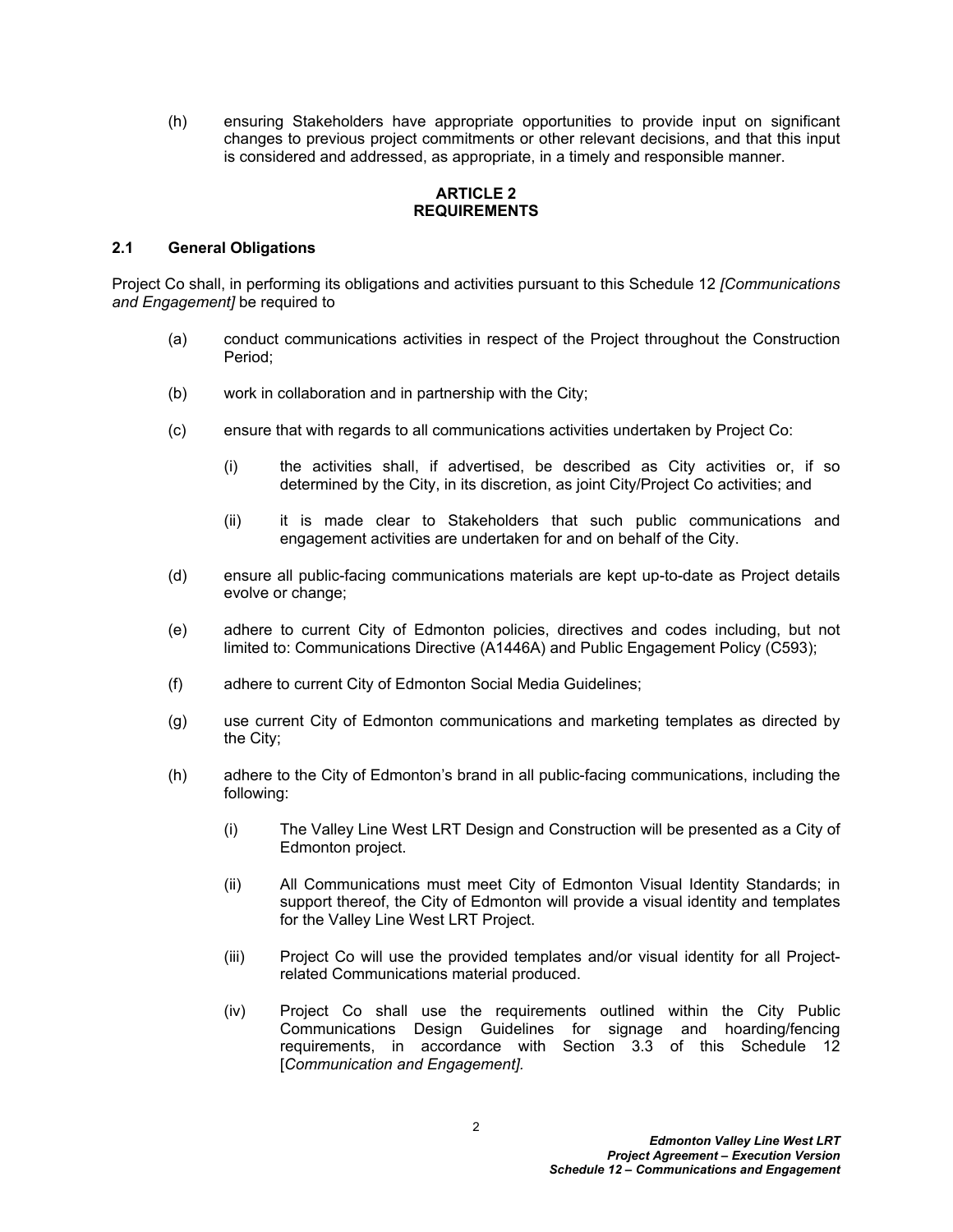(h) ensuring Stakeholders have appropriate opportunities to provide input on significant changes to previous project commitments or other relevant decisions, and that this input is considered and addressed, as appropriate, in a timely and responsible manner.

## ARTICLE 2
## REQUIREMENTS

### 2.1 General Obligations

Project Co shall, in performing its obligations and activities pursuant to this Schedule 12 *[Communications and Engagement]* be required to

(a) conduct communications activities in respect of the Project throughout the Construction Period;

(b) work in collaboration and in partnership with the City;

(c) ensure that with regards to all communications activities undertaken by Project Co:

(i) the activities shall, if advertised, be described as City activities or, if so determined by the City, in its discretion, as joint City/Project Co activities; and

(ii) it is made clear to Stakeholders that such public communications and engagement activities are undertaken for and on behalf of the City.

(d) ensure all public-facing communications materials are kept up-to-date as Project details evolve or change;

(e) adhere to current City of Edmonton policies, directives and codes including, but not limited to: Communications Directive (A1446A) and Public Engagement Policy (C593);

(f) adhere to current City of Edmonton Social Media Guidelines;

(g) use current City of Edmonton communications and marketing templates as directed by the City;

(h) adhere to the City of Edmonton's brand in all public-facing communications, including the following:

(i) The Valley Line West LRT Design and Construction will be presented as a City of Edmonton project.

(ii) All Communications must meet City of Edmonton Visual Identity Standards; in support thereof, the City of Edmonton will provide a visual identity and templates for the Valley Line West LRT Project.

(iii) Project Co will use the provided templates and/or visual identity for all Project-related Communications material produced.

(iv) Project Co shall use the requirements outlined within the City Public Communications Design Guidelines for signage and hoarding/fencing requirements, in accordance with Section 3.3 of this Schedule 12 [*Communication and Engagement]*.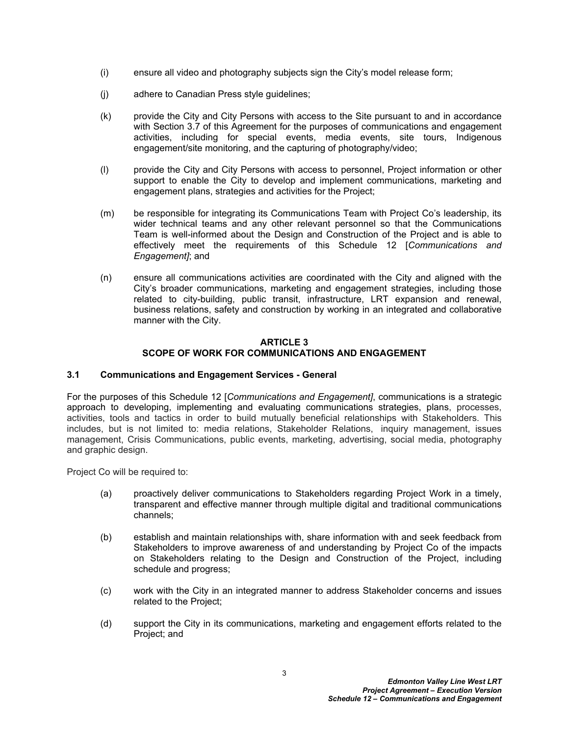(i) ensure all video and photography subjects sign the City's model release form;

(j) adhere to Canadian Press style guidelines;

(k) provide the City and City Persons with access to the Site pursuant to and in accordance with Section 3.7 of this Agreement for the purposes of communications and engagement activities, including for special events, media events, site tours, Indigenous engagement/site monitoring, and the capturing of photography/video;

(l) provide the City and City Persons with access to personnel, Project information or other support to enable the City to develop and implement communications, marketing and engagement plans, strategies and activities for the Project;

(m) be responsible for integrating its Communications Team with Project Co's leadership, its wider technical teams and any other relevant personnel so that the Communications Team is well-informed about the Design and Construction of the Project and is able to effectively meet the requirements of this Schedule 12 [*Communications and Engagement]*; and

(n) ensure all communications activities are coordinated with the City and aligned with the City's broader communications, marketing and engagement strategies, including those related to city-building, public transit, infrastructure, LRT expansion and renewal, business relations, safety and construction by working in an integrated and collaborative manner with the City.

## ARTICLE 3
## SCOPE OF WORK FOR COMMUNICATIONS AND ENGAGEMENT

### 3.1 Communications and Engagement Services - General

For the purposes of this Schedule 12 [*Communications and Engagement]*, communications is a strategic approach to developing, implementing and evaluating communications strategies, plans, processes, activities, tools and tactics in order to build mutually beneficial relationships with Stakeholders. This includes, but is not limited to: media relations, Stakeholder Relations, inquiry management, issues management, Crisis Communications, public events, marketing, advertising, social media, photography and graphic design.

Project Co will be required to:

(a) proactively deliver communications to Stakeholders regarding Project Work in a timely, transparent and effective manner through multiple digital and traditional communications channels;

(b) establish and maintain relationships with, share information with and seek feedback from Stakeholders to improve awareness of and understanding by Project Co of the impacts on Stakeholders relating to the Design and Construction of the Project, including schedule and progress;

(c) work with the City in an integrated manner to address Stakeholder concerns and issues related to the Project;

(d) support the City in its communications, marketing and engagement efforts related to the Project; and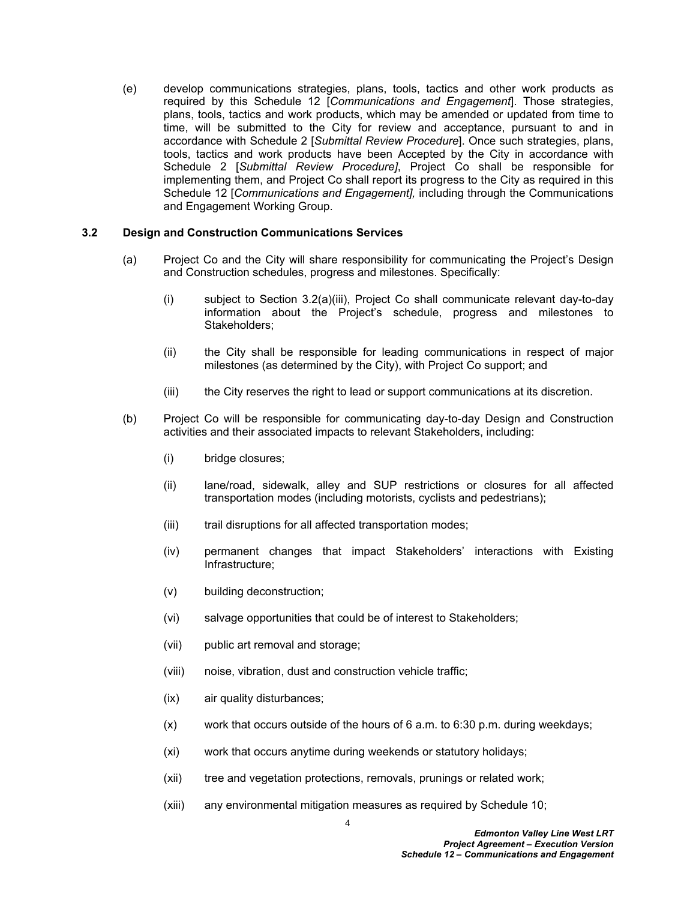(e) develop communications strategies, plans, tools, tactics and other work products as required by this Schedule 12 [*Communications and Engagement*]. Those strategies, plans, tools, tactics and work products, which may be amended or updated from time to time, will be submitted to the City for review and acceptance, pursuant to and in accordance with Schedule 2 [*Submittal Review Procedure*]. Once such strategies, plans, tools, tactics and work products have been Accepted by the City in accordance with Schedule 2 [*Submittal Review Procedure]*, Project Co shall be responsible for implementing them, and Project Co shall report its progress to the City as required in this Schedule 12 [*Communications and Engagement],* including through the Communications and Engagement Working Group.

### 3.2 Design and Construction Communications Services

(a) Project Co and the City will share responsibility for communicating the Project's Design and Construction schedules, progress and milestones. Specifically:

  (i) subject to Section 3.2(a)(iii), Project Co shall communicate relevant day-to-day information about the Project's schedule, progress and milestones to Stakeholders;

  (ii) the City shall be responsible for leading communications in respect of major milestones (as determined by the City), with Project Co support; and

  (iii) the City reserves the right to lead or support communications at its discretion.

(b) Project Co will be responsible for communicating day-to-day Design and Construction activities and their associated impacts to relevant Stakeholders, including:

  (i) bridge closures;

  (ii) lane/road, sidewalk, alley and SUP restrictions or closures for all affected transportation modes (including motorists, cyclists and pedestrians);

  (iii) trail disruptions for all affected transportation modes;

  (iv) permanent changes that impact Stakeholders' interactions with Existing Infrastructure;

  (v) building deconstruction;

  (vi) salvage opportunities that could be of interest to Stakeholders;

  (vii) public art removal and storage;

  (viii) noise, vibration, dust and construction vehicle traffic;

  (ix) air quality disturbances;

  (x) work that occurs outside of the hours of 6 a.m. to 6:30 p.m. during weekdays;

  (xi) work that occurs anytime during weekends or statutory holidays;

  (xii) tree and vegetation protections, removals, prunings or related work;

  (xiii) any environmental mitigation measures as required by Schedule 10;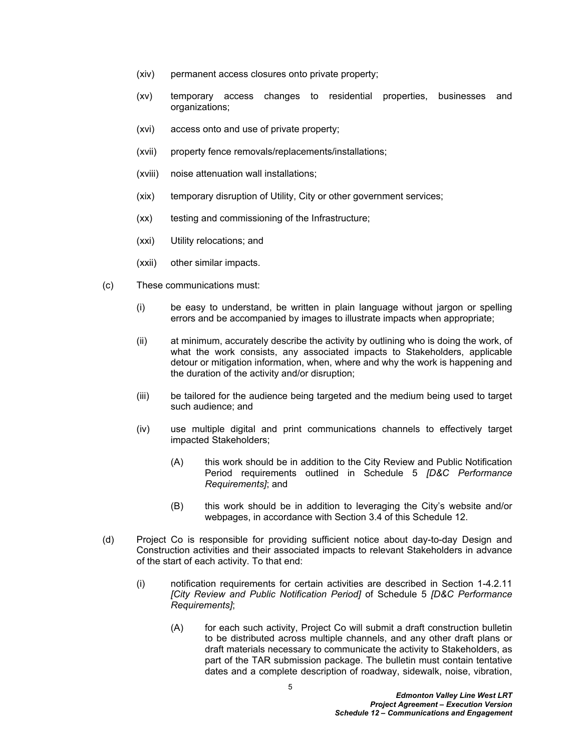(xiv) permanent access closures onto private property;

(xv) temporary access changes to residential properties, businesses and organizations;

(xvi) access onto and use of private property;

(xvii) property fence removals/replacements/installations;

(xviii) noise attenuation wall installations;

(xix) temporary disruption of Utility, City or other government services;

(xx) testing and commissioning of the Infrastructure;

(xxi) Utility relocations; and

(xxii) other similar impacts.

(c) These communications must:

(i) be easy to understand, be written in plain language without jargon or spelling errors and be accompanied by images to illustrate impacts when appropriate;

(ii) at minimum, accurately describe the activity by outlining who is doing the work, of what the work consists, any associated impacts to Stakeholders, applicable detour or mitigation information, when, where and why the work is happening and the duration of the activity and/or disruption;

(iii) be tailored for the audience being targeted and the medium being used to target such audience; and

(iv) use multiple digital and print communications channels to effectively target impacted Stakeholders;

(A) this work should be in addition to the City Review and Public Notification Period requirements outlined in Schedule 5 *[D&C Performance Requirements]*; and

(B) this work should be in addition to leveraging the City's website and/or webpages, in accordance with Section 3.4 of this Schedule 12.

(d) Project Co is responsible for providing sufficient notice about day-to-day Design and Construction activities and their associated impacts to relevant Stakeholders in advance of the start of each activity. To that end:

(i) notification requirements for certain activities are described in Section 1-4.2.11 *[City Review and Public Notification Period]* of Schedule 5 *[D&C Performance Requirements]*;

(A) for each such activity, Project Co will submit a draft construction bulletin to be distributed across multiple channels, and any other draft plans or draft materials necessary to communicate the activity to Stakeholders, as part of the TAR submission package. The bulletin must contain tentative dates and a complete description of roadway, sidewalk, noise, vibration,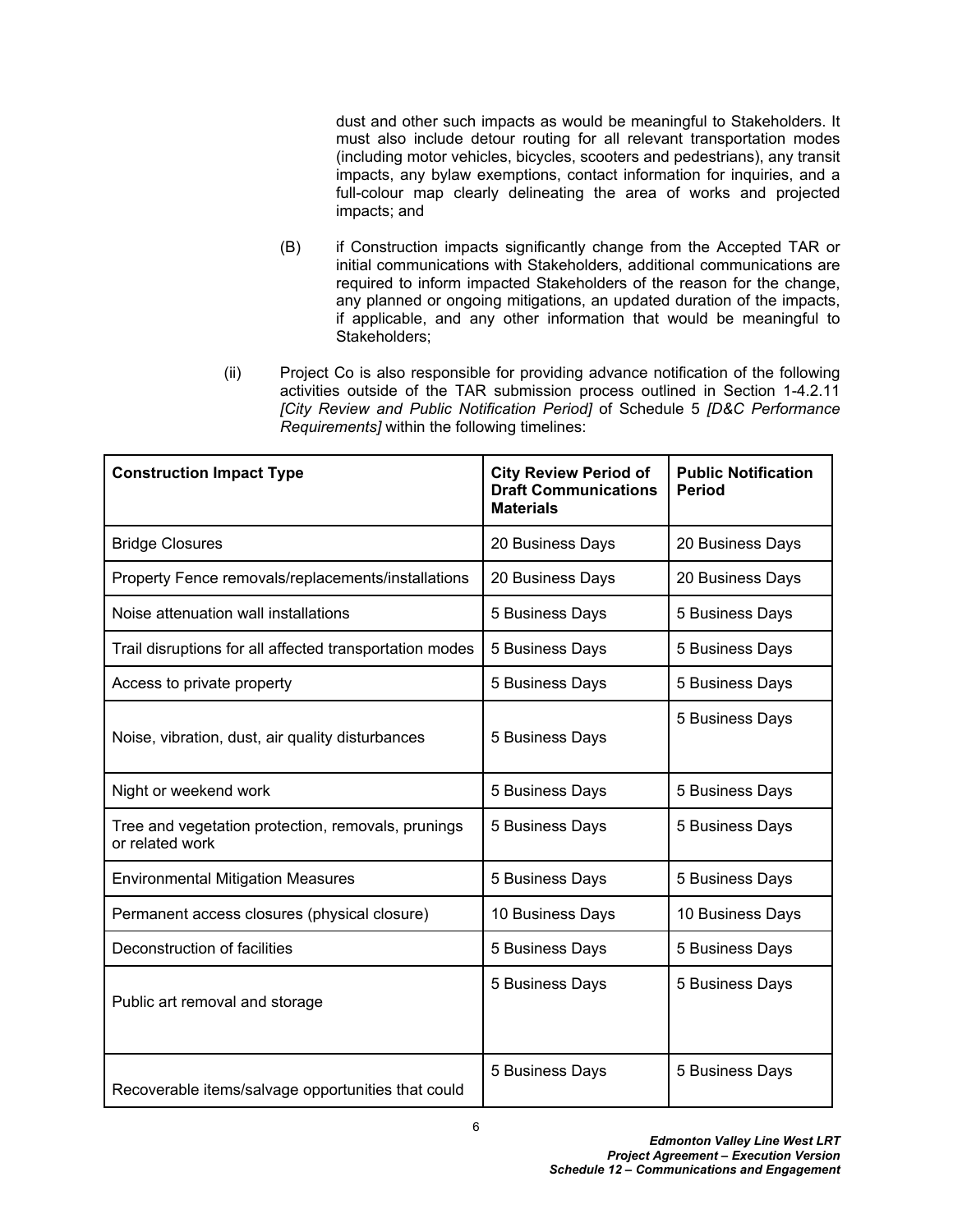dust and other such impacts as would be meaningful to Stakeholders. It must also include detour routing for all relevant transportation modes (including motor vehicles, bicycles, scooters and pedestrians), any transit impacts, any bylaw exemptions, contact information for inquiries, and a full-colour map clearly delineating the area of works and projected impacts; and

(B) if Construction impacts significantly change from the Accepted TAR or initial communications with Stakeholders, additional communications are required to inform impacted Stakeholders of the reason for the change, any planned or ongoing mitigations, an updated duration of the impacts, if applicable, and any other information that would be meaningful to Stakeholders;

(ii) Project Co is also responsible for providing advance notification of the following activities outside of the TAR submission process outlined in Section 1-4.2.11 *[City Review and Public Notification Period]* of Schedule 5 *[D&C Performance Requirements]* within the following timelines:

| Construction Impact Type | City Review Period of Draft Communications Materials | Public Notification Period |
|---|---|---|
| Bridge Closures | 20 Business Days | 20 Business Days |
| Property Fence removals/replacements/installations | 20 Business Days | 20 Business Days |
| Noise attenuation wall installations | 5 Business Days | 5 Business Days |
| Trail disruptions for all affected transportation modes | 5 Business Days | 5 Business Days |
| Access to private property | 5 Business Days | 5 Business Days |
| Noise, vibration, dust, air quality disturbances | 5 Business Days | 5 Business Days |
| Night or weekend work | 5 Business Days | 5 Business Days |
| Tree and vegetation protection, removals, prunings or related work | 5 Business Days | 5 Business Days |
| Environmental Mitigation Measures | 5 Business Days | 5 Business Days |
| Permanent access closures (physical closure) | 10 Business Days | 10 Business Days |
| Deconstruction of facilities | 5 Business Days | 5 Business Days |
| Public art removal and storage | 5 Business Days | 5 Business Days |
| Recoverable items/salvage opportunities that could | 5 Business Days | 5 Business Days |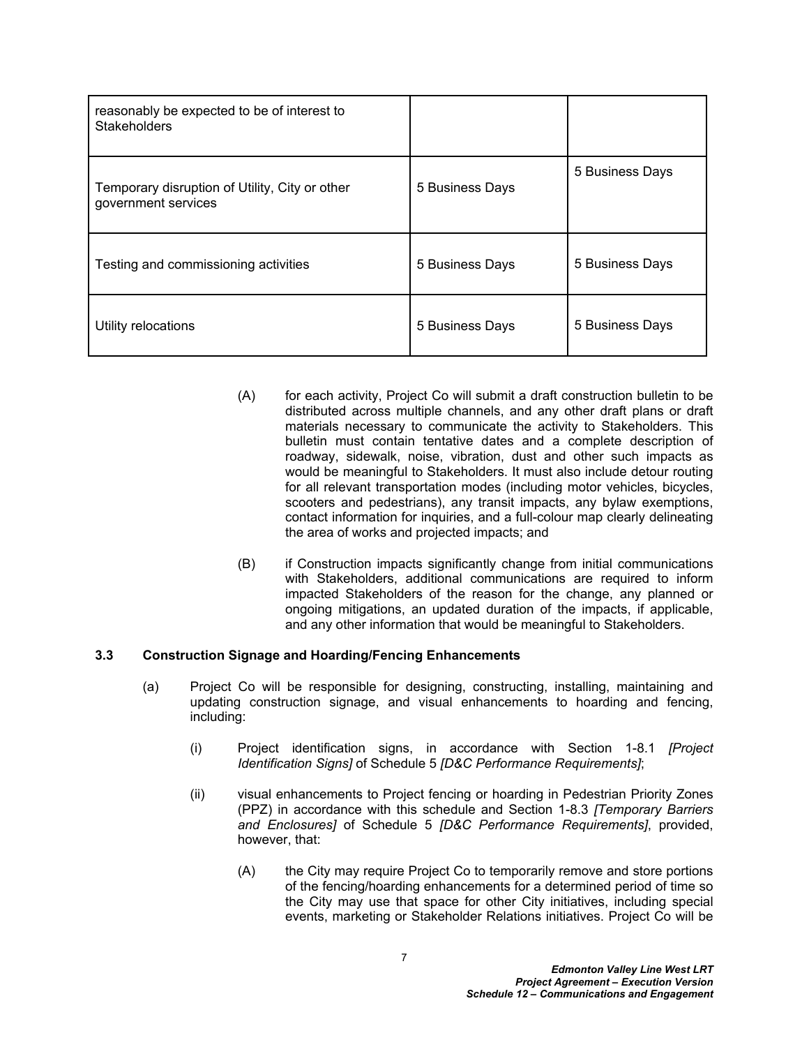| | | |
|---|---|---|
| reasonably be expected to be of interest to Stakeholders | | |
| Temporary disruption of Utility, City or other government services | 5 Business Days | 5 Business Days |
| Testing and commissioning activities | 5 Business Days | 5 Business Days |
| Utility relocations | 5 Business Days | 5 Business Days |

(A) for each activity, Project Co will submit a draft construction bulletin to be distributed across multiple channels, and any other draft plans or draft materials necessary to communicate the activity to Stakeholders. This bulletin must contain tentative dates and a complete description of roadway, sidewalk, noise, vibration, dust and other such impacts as would be meaningful to Stakeholders. It must also include detour routing for all relevant transportation modes (including motor vehicles, bicycles, scooters and pedestrians), any transit impacts, any bylaw exemptions, contact information for inquiries, and a full-colour map clearly delineating the area of works and projected impacts; and

(B) if Construction impacts significantly change from initial communications with Stakeholders, additional communications are required to inform impacted Stakeholders of the reason for the change, any planned or ongoing mitigations, an updated duration of the impacts, if applicable, and any other information that would be meaningful to Stakeholders.

### 3.3 Construction Signage and Hoarding/Fencing Enhancements

(a) Project Co will be responsible for designing, constructing, installing, maintaining and updating construction signage, and visual enhancements to hoarding and fencing, including:

(i) Project identification signs, in accordance with Section 1-8.1 *[Project Identification Signs]* of Schedule 5 *[D&C Performance Requirements]*;

(ii) visual enhancements to Project fencing or hoarding in Pedestrian Priority Zones (PPZ) in accordance with this schedule and Section 1-8.3 *[Temporary Barriers and Enclosures]* of Schedule 5 *[D&C Performance Requirements]*, provided, however, that:

(A) the City may require Project Co to temporarily remove and store portions of the fencing/hoarding enhancements for a determined period of time so the City may use that space for other City initiatives, including special events, marketing or Stakeholder Relations initiatives. Project Co will be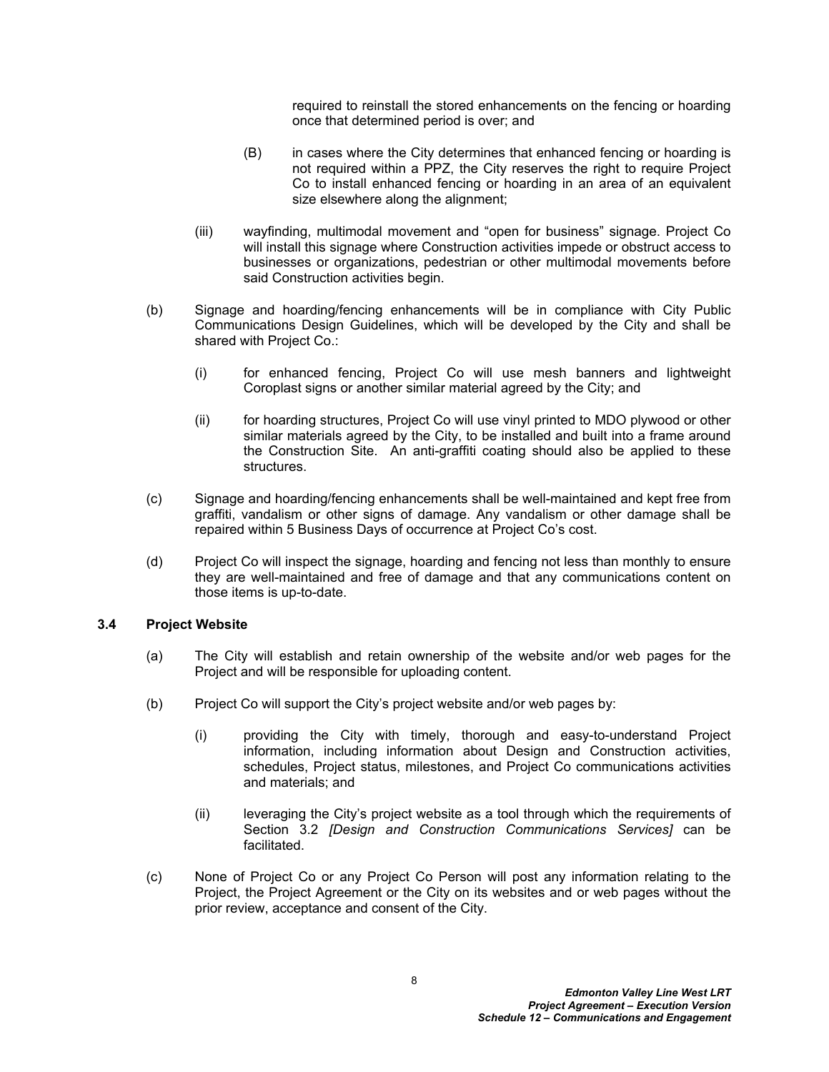required to reinstall the stored enhancements on the fencing or hoarding once that determined period is over; and

(B) in cases where the City determines that enhanced fencing or hoarding is not required within a PPZ, the City reserves the right to require Project Co to install enhanced fencing or hoarding in an area of an equivalent size elsewhere along the alignment;

(iii) wayfinding, multimodal movement and "open for business" signage. Project Co will install this signage where Construction activities impede or obstruct access to businesses or organizations, pedestrian or other multimodal movements before said Construction activities begin.

(b) Signage and hoarding/fencing enhancements will be in compliance with City Public Communications Design Guidelines, which will be developed by the City and shall be shared with Project Co.:

(i) for enhanced fencing, Project Co will use mesh banners and lightweight Coroplast signs or another similar material agreed by the City; and

(ii) for hoarding structures, Project Co will use vinyl printed to MDO plywood or other similar materials agreed by the City, to be installed and built into a frame around the Construction Site. An anti-graffiti coating should also be applied to these structures.

(c) Signage and hoarding/fencing enhancements shall be well-maintained and kept free from graffiti, vandalism or other signs of damage. Any vandalism or other damage shall be repaired within 5 Business Days of occurrence at Project Co's cost.

(d) Project Co will inspect the signage, hoarding and fencing not less than monthly to ensure they are well-maintained and free of damage and that any communications content on those items is up-to-date.

### 3.4 Project Website

(a) The City will establish and retain ownership of the website and/or web pages for the Project and will be responsible for uploading content.

(b) Project Co will support the City's project website and/or web pages by:

(i) providing the City with timely, thorough and easy-to-understand Project information, including information about Design and Construction activities, schedules, Project status, milestones, and Project Co communications activities and materials; and

(ii) leveraging the City's project website as a tool through which the requirements of Section 3.2 *[Design and Construction Communications Services]* can be facilitated.

(c) None of Project Co or any Project Co Person will post any information relating to the Project, the Project Agreement or the City on its websites and or web pages without the prior review, acceptance and consent of the City.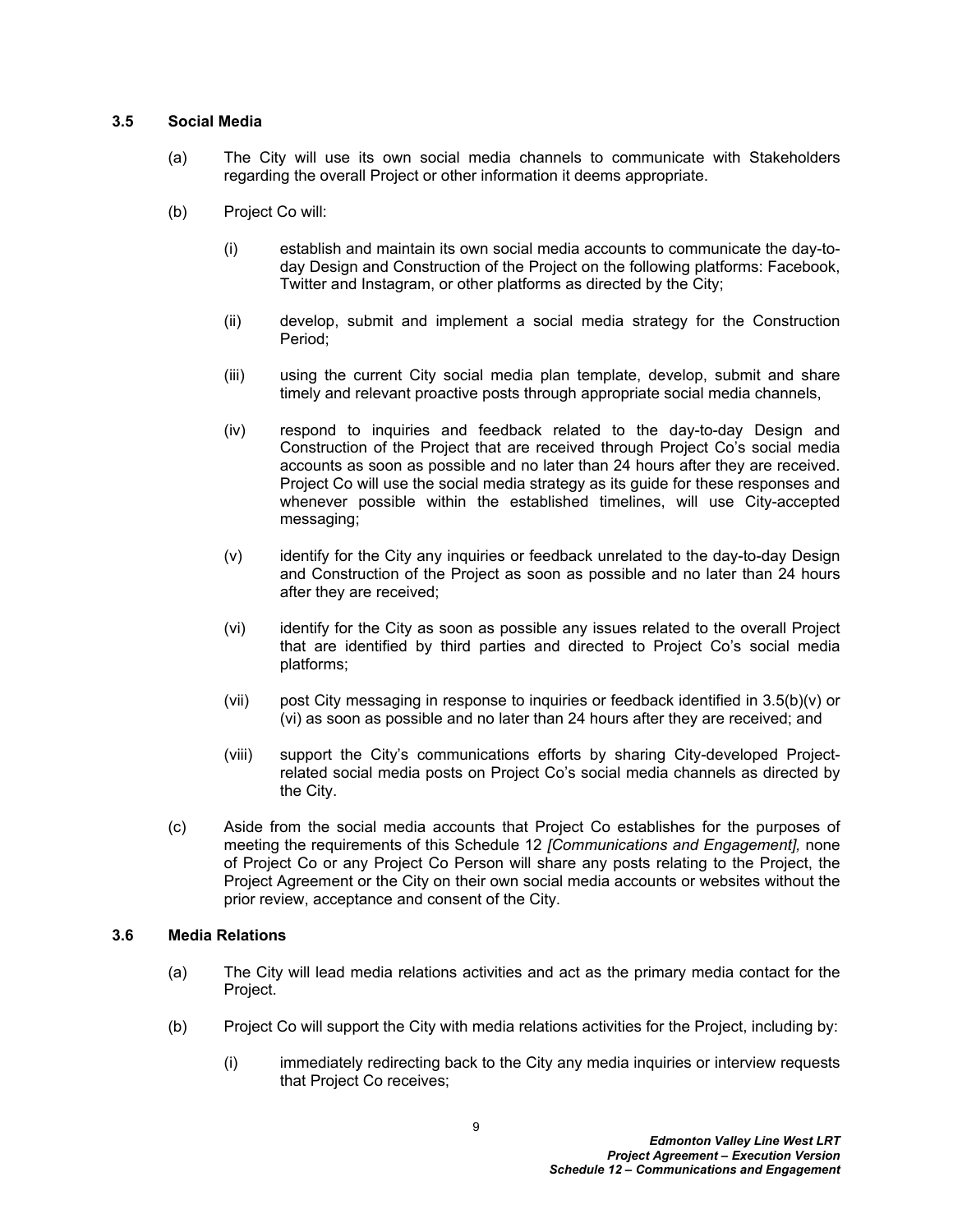### 3.5 Social Media

(a) The City will use its own social media channels to communicate with Stakeholders regarding the overall Project or other information it deems appropriate.

(b) Project Co will:

(i) establish and maintain its own social media accounts to communicate the day-to-day Design and Construction of the Project on the following platforms: Facebook, Twitter and Instagram, or other platforms as directed by the City;

(ii) develop, submit and implement a social media strategy for the Construction Period;

(iii) using the current City social media plan template, develop, submit and share timely and relevant proactive posts through appropriate social media channels,

(iv) respond to inquiries and feedback related to the day-to-day Design and Construction of the Project that are received through Project Co's social media accounts as soon as possible and no later than 24 hours after they are received. Project Co will use the social media strategy as its guide for these responses and whenever possible within the established timelines, will use City-accepted messaging;

(v) identify for the City any inquiries or feedback unrelated to the day-to-day Design and Construction of the Project as soon as possible and no later than 24 hours after they are received;

(vi) identify for the City as soon as possible any issues related to the overall Project that are identified by third parties and directed to Project Co's social media platforms;

(vii) post City messaging in response to inquiries or feedback identified in 3.5(b)(v) or (vi) as soon as possible and no later than 24 hours after they are received; and

(viii) support the City's communications efforts by sharing City-developed Project-related social media posts on Project Co's social media channels as directed by the City.

(c) Aside from the social media accounts that Project Co establishes for the purposes of meeting the requirements of this Schedule 12 *[Communications and Engagement],* none of Project Co or any Project Co Person will share any posts relating to the Project, the Project Agreement or the City on their own social media accounts or websites without the prior review, acceptance and consent of the City.

### 3.6 Media Relations

(a) The City will lead media relations activities and act as the primary media contact for the Project.

(b) Project Co will support the City with media relations activities for the Project, including by:

(i) immediately redirecting back to the City any media inquiries or interview requests that Project Co receives;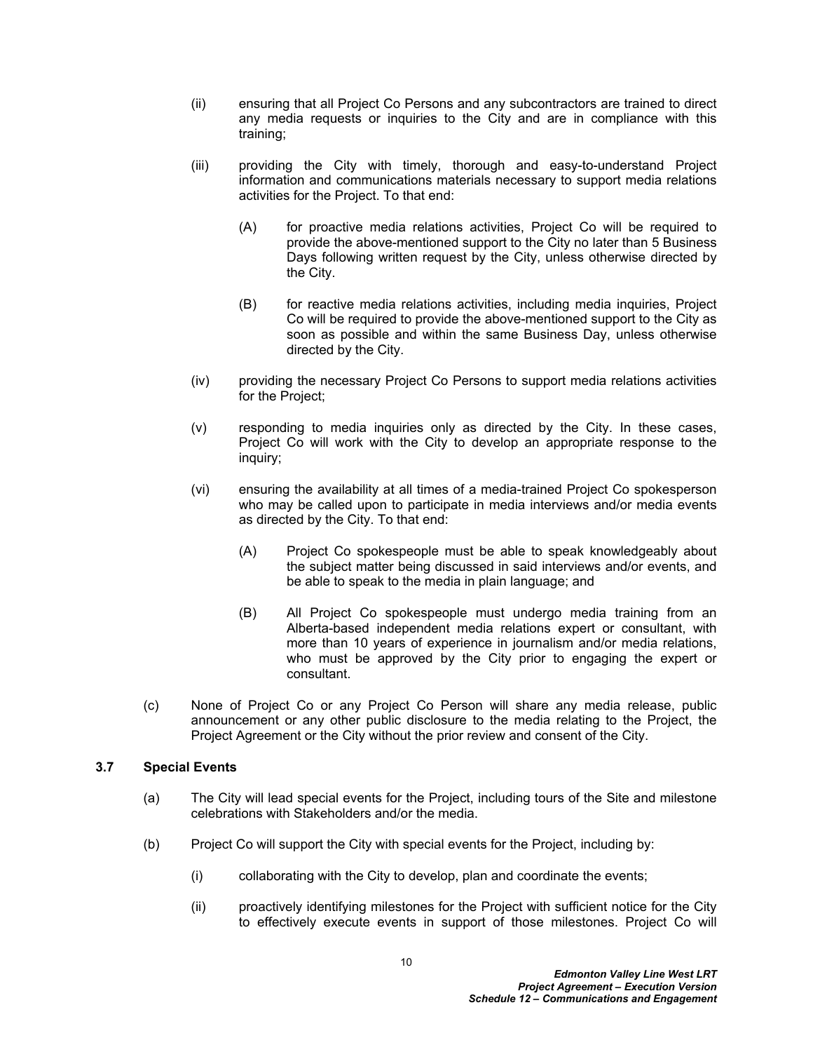(ii) ensuring that all Project Co Persons and any subcontractors are trained to direct any media requests or inquiries to the City and are in compliance with this training;

(iii) providing the City with timely, thorough and easy-to-understand Project information and communications materials necessary to support media relations activities for the Project. To that end:

(A) for proactive media relations activities, Project Co will be required to provide the above-mentioned support to the City no later than 5 Business Days following written request by the City, unless otherwise directed by the City.

(B) for reactive media relations activities, including media inquiries, Project Co will be required to provide the above-mentioned support to the City as soon as possible and within the same Business Day, unless otherwise directed by the City.

(iv) providing the necessary Project Co Persons to support media relations activities for the Project;

(v) responding to media inquiries only as directed by the City. In these cases, Project Co will work with the City to develop an appropriate response to the inquiry;

(vi) ensuring the availability at all times of a media-trained Project Co spokesperson who may be called upon to participate in media interviews and/or media events as directed by the City. To that end:

(A) Project Co spokespeople must be able to speak knowledgeably about the subject matter being discussed in said interviews and/or events, and be able to speak to the media in plain language; and

(B) All Project Co spokespeople must undergo media training from an Alberta-based independent media relations expert or consultant, with more than 10 years of experience in journalism and/or media relations, who must be approved by the City prior to engaging the expert or consultant.

(c) None of Project Co or any Project Co Person will share any media release, public announcement or any other public disclosure to the media relating to the Project, the Project Agreement or the City without the prior review and consent of the City.

### 3.7 Special Events

(a) The City will lead special events for the Project, including tours of the Site and milestone celebrations with Stakeholders and/or the media.

(b) Project Co will support the City with special events for the Project, including by:

(i) collaborating with the City to develop, plan and coordinate the events;

(ii) proactively identifying milestones for the Project with sufficient notice for the City to effectively execute events in support of those milestones. Project Co will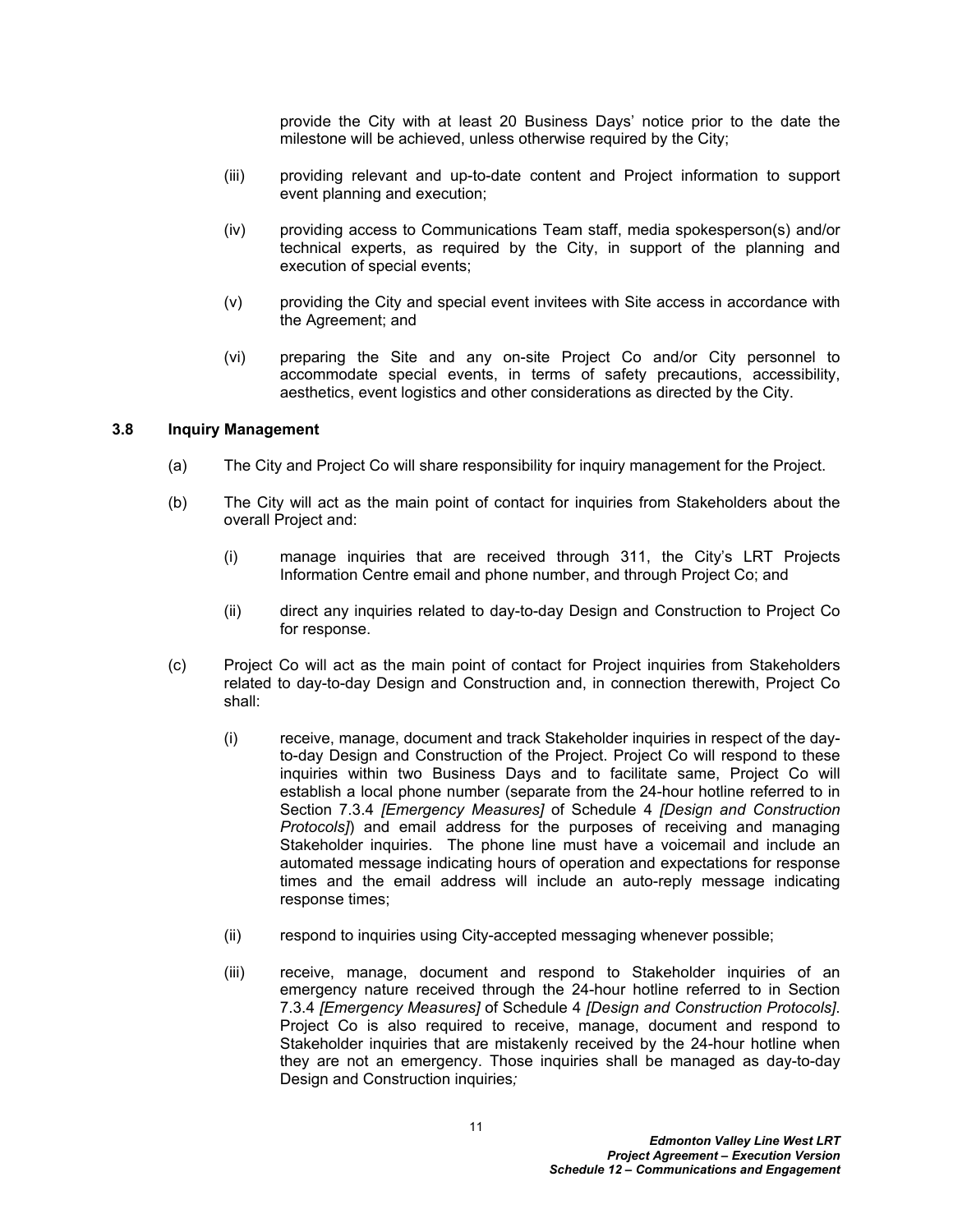provide the City with at least 20 Business Days' notice prior to the date the milestone will be achieved, unless otherwise required by the City;

(iii) providing relevant and up-to-date content and Project information to support event planning and execution;

(iv) providing access to Communications Team staff, media spokesperson(s) and/or technical experts, as required by the City, in support of the planning and execution of special events;

(v) providing the City and special event invitees with Site access in accordance with the Agreement; and

(vi) preparing the Site and any on-site Project Co and/or City personnel to accommodate special events, in terms of safety precautions, accessibility, aesthetics, event logistics and other considerations as directed by the City.

### 3.8 Inquiry Management

(a) The City and Project Co will share responsibility for inquiry management for the Project.

(b) The City will act as the main point of contact for inquiries from Stakeholders about the overall Project and:

(i) manage inquiries that are received through 311, the City's LRT Projects Information Centre email and phone number, and through Project Co; and

(ii) direct any inquiries related to day-to-day Design and Construction to Project Co for response.

(c) Project Co will act as the main point of contact for Project inquiries from Stakeholders related to day-to-day Design and Construction and, in connection therewith, Project Co shall:

(i) receive, manage, document and track Stakeholder inquiries in respect of the day-to-day Design and Construction of the Project. Project Co will respond to these inquiries within two Business Days and to facilitate same, Project Co will establish a local phone number (separate from the 24-hour hotline referred to in Section 7.3.4 *[Emergency Measures]* of Schedule 4 *[Design and Construction Protocols]*) and email address for the purposes of receiving and managing Stakeholder inquiries. The phone line must have a voicemail and include an automated message indicating hours of operation and expectations for response times and the email address will include an auto-reply message indicating response times;

(ii) respond to inquiries using City-accepted messaging whenever possible;

(iii) receive, manage, document and respond to Stakeholder inquiries of an emergency nature received through the 24-hour hotline referred to in Section 7.3.4 *[Emergency Measures]* of Schedule 4 *[Design and Construction Protocols]*. Project Co is also required to receive, manage, document and respond to Stakeholder inquiries that are mistakenly received by the 24-hour hotline when they are not an emergency. Those inquiries shall be managed as day-to-day Design and Construction inquiries*;*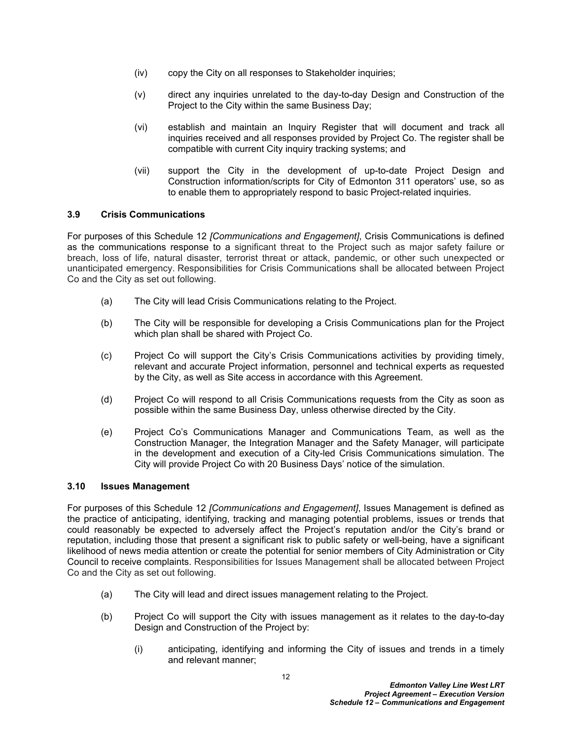(iv) copy the City on all responses to Stakeholder inquiries;

(v) direct any inquiries unrelated to the day-to-day Design and Construction of the Project to the City within the same Business Day;

(vi) establish and maintain an Inquiry Register that will document and track all inquiries received and all responses provided by Project Co. The register shall be compatible with current City inquiry tracking systems; and

(vii) support the City in the development of up-to-date Project Design and Construction information/scripts for City of Edmonton 311 operators' use, so as to enable them to appropriately respond to basic Project-related inquiries.

### 3.9 Crisis Communications

For purposes of this Schedule 12 *[Communications and Engagement]*, Crisis Communications is defined as the communications response to a significant threat to the Project such as major safety failure or breach, loss of life, natural disaster, terrorist threat or attack, pandemic, or other such unexpected or unanticipated emergency. Responsibilities for Crisis Communications shall be allocated between Project Co and the City as set out following.

(a) The City will lead Crisis Communications relating to the Project.

(b) The City will be responsible for developing a Crisis Communications plan for the Project which plan shall be shared with Project Co.

(c) Project Co will support the City's Crisis Communications activities by providing timely, relevant and accurate Project information, personnel and technical experts as requested by the City, as well as Site access in accordance with this Agreement.

(d) Project Co will respond to all Crisis Communications requests from the City as soon as possible within the same Business Day, unless otherwise directed by the City.

(e) Project Co's Communications Manager and Communications Team, as well as the Construction Manager, the Integration Manager and the Safety Manager, will participate in the development and execution of a City-led Crisis Communications simulation. The City will provide Project Co with 20 Business Days' notice of the simulation.

### 3.10 Issues Management

For purposes of this Schedule 12 *[Communications and Engagement]*, Issues Management is defined as the practice of anticipating, identifying, tracking and managing potential problems, issues or trends that could reasonably be expected to adversely affect the Project's reputation and/or the City's brand or reputation, including those that present a significant risk to public safety or well-being, have a significant likelihood of news media attention or create the potential for senior members of City Administration or City Council to receive complaints. Responsibilities for Issues Management shall be allocated between Project Co and the City as set out following.

(a) The City will lead and direct issues management relating to the Project.

(b) Project Co will support the City with issues management as it relates to the day-to-day Design and Construction of the Project by:

(i) anticipating, identifying and informing the City of issues and trends in a timely and relevant manner;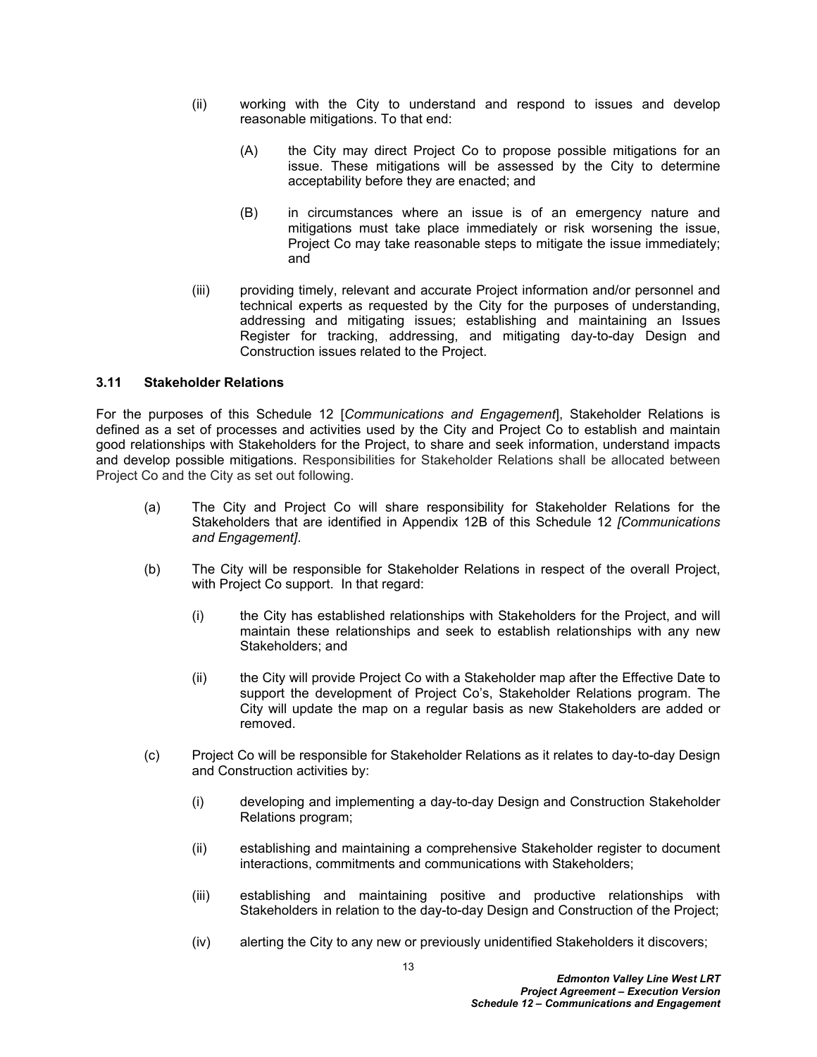(ii) working with the City to understand and respond to issues and develop reasonable mitigations. To that end:

(A) the City may direct Project Co to propose possible mitigations for an issue. These mitigations will be assessed by the City to determine acceptability before they are enacted; and

(B) in circumstances where an issue is of an emergency nature and mitigations must take place immediately or risk worsening the issue, Project Co may take reasonable steps to mitigate the issue immediately; and

(iii) providing timely, relevant and accurate Project information and/or personnel and technical experts as requested by the City for the purposes of understanding, addressing and mitigating issues; establishing and maintaining an Issues Register for tracking, addressing, and mitigating day-to-day Design and Construction issues related to the Project.

### 3.11 Stakeholder Relations

For the purposes of this Schedule 12 [*Communications and Engagement*], Stakeholder Relations is defined as a set of processes and activities used by the City and Project Co to establish and maintain good relationships with Stakeholders for the Project, to share and seek information, understand impacts and develop possible mitigations. Responsibilities for Stakeholder Relations shall be allocated between Project Co and the City as set out following.

(a) The City and Project Co will share responsibility for Stakeholder Relations for the Stakeholders that are identified in Appendix 12B of this Schedule 12 *[Communications and Engagement]*.

(b) The City will be responsible for Stakeholder Relations in respect of the overall Project, with Project Co support. In that regard:

(i) the City has established relationships with Stakeholders for the Project, and will maintain these relationships and seek to establish relationships with any new Stakeholders; and

(ii) the City will provide Project Co with a Stakeholder map after the Effective Date to support the development of Project Co's, Stakeholder Relations program. The City will update the map on a regular basis as new Stakeholders are added or removed.

(c) Project Co will be responsible for Stakeholder Relations as it relates to day-to-day Design and Construction activities by:

(i) developing and implementing a day-to-day Design and Construction Stakeholder Relations program;

(ii) establishing and maintaining a comprehensive Stakeholder register to document interactions, commitments and communications with Stakeholders;

(iii) establishing and maintaining positive and productive relationships with Stakeholders in relation to the day-to-day Design and Construction of the Project;

(iv) alerting the City to any new or previously unidentified Stakeholders it discovers;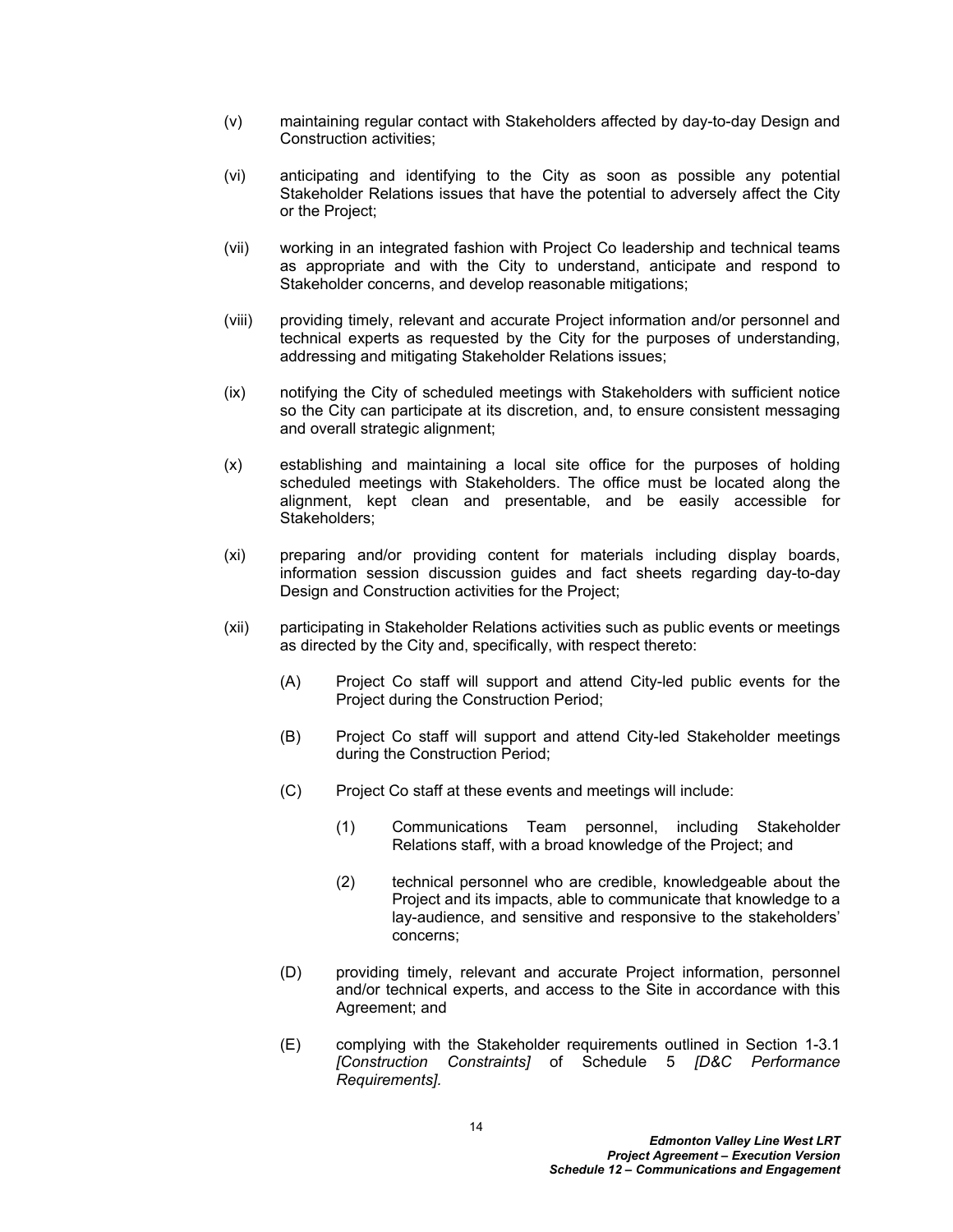(v) maintaining regular contact with Stakeholders affected by day-to-day Design and Construction activities;

(vi) anticipating and identifying to the City as soon as possible any potential Stakeholder Relations issues that have the potential to adversely affect the City or the Project;

(vii) working in an integrated fashion with Project Co leadership and technical teams as appropriate and with the City to understand, anticipate and respond to Stakeholder concerns, and develop reasonable mitigations;

(viii) providing timely, relevant and accurate Project information and/or personnel and technical experts as requested by the City for the purposes of understanding, addressing and mitigating Stakeholder Relations issues;

(ix) notifying the City of scheduled meetings with Stakeholders with sufficient notice so the City can participate at its discretion, and, to ensure consistent messaging and overall strategic alignment;

(x) establishing and maintaining a local site office for the purposes of holding scheduled meetings with Stakeholders. The office must be located along the alignment, kept clean and presentable, and be easily accessible for Stakeholders;

(xi) preparing and/or providing content for materials including display boards, information session discussion guides and fact sheets regarding day-to-day Design and Construction activities for the Project;

(xii) participating in Stakeholder Relations activities such as public events or meetings as directed by the City and, specifically, with respect thereto:

    (A) Project Co staff will support and attend City-led public events for the Project during the Construction Period;

    (B) Project Co staff will support and attend City-led Stakeholder meetings during the Construction Period;

    (C) Project Co staff at these events and meetings will include:

        (1) Communications Team personnel, including Stakeholder Relations staff, with a broad knowledge of the Project; and

        (2) technical personnel who are credible, knowledgeable about the Project and its impacts, able to communicate that knowledge to a lay-audience, and sensitive and responsive to the stakeholders' concerns;

    (D) providing timely, relevant and accurate Project information, personnel and/or technical experts, and access to the Site in accordance with this Agreement; and

    (E) complying with the Stakeholder requirements outlined in Section 1-3.1 *[Construction Constraints]* of Schedule 5 *[D&C Performance Requirements].*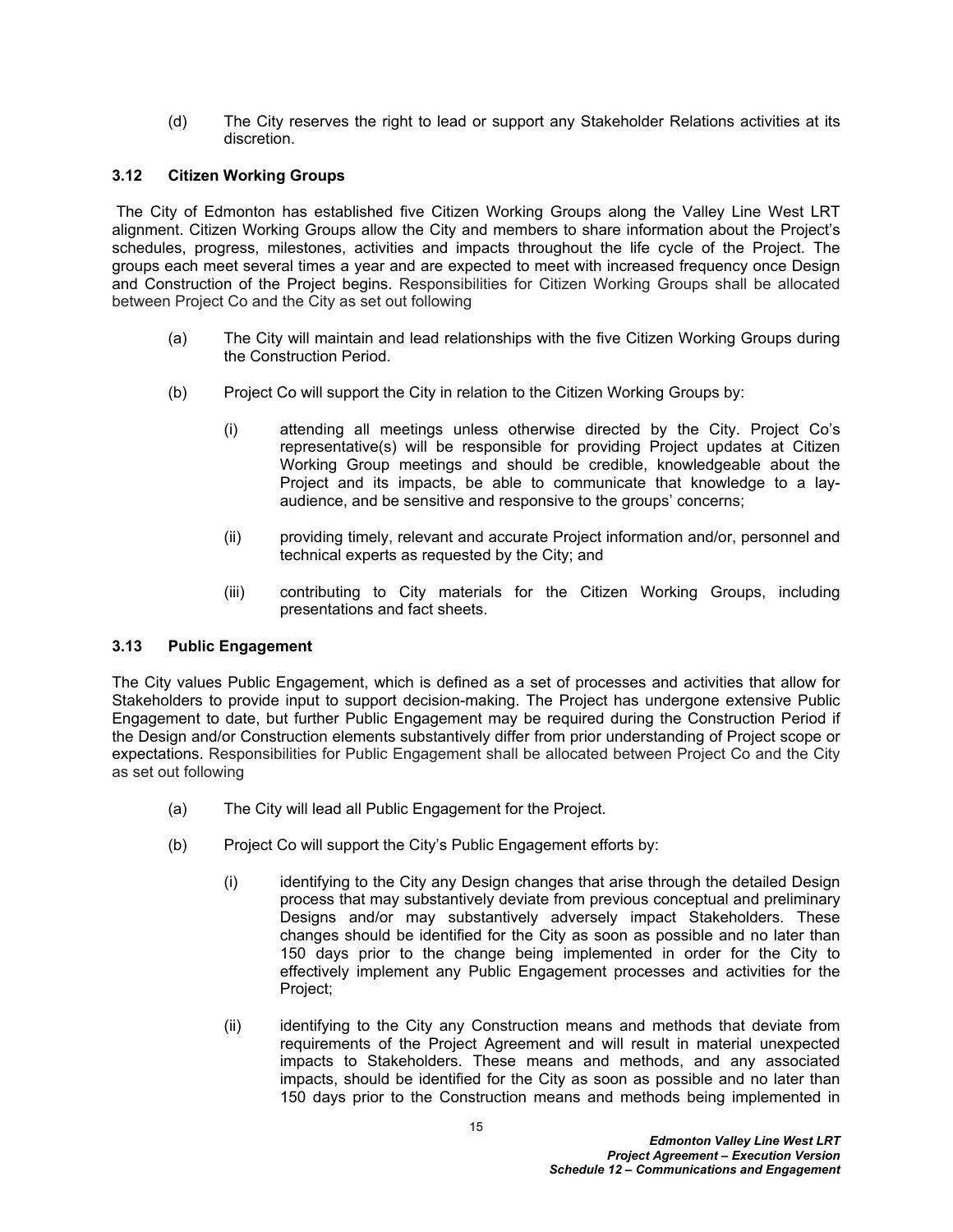(d) The City reserves the right to lead or support any Stakeholder Relations activities at its discretion.

### 3.12 Citizen Working Groups

The City of Edmonton has established five Citizen Working Groups along the Valley Line West LRT alignment. Citizen Working Groups allow the City and members to share information about the Project's schedules, progress, milestones, activities and impacts throughout the life cycle of the Project. The groups each meet several times a year and are expected to meet with increased frequency once Design and Construction of the Project begins. Responsibilities for Citizen Working Groups shall be allocated between Project Co and the City as set out following

(a) The City will maintain and lead relationships with the five Citizen Working Groups during the Construction Period.

(b) Project Co will support the City in relation to the Citizen Working Groups by:

(i) attending all meetings unless otherwise directed by the City. Project Co's representative(s) will be responsible for providing Project updates at Citizen Working Group meetings and should be credible, knowledgeable about the Project and its impacts, be able to communicate that knowledge to a lay-audience, and be sensitive and responsive to the groups' concerns;

(ii) providing timely, relevant and accurate Project information and/or, personnel and technical experts as requested by the City; and

(iii) contributing to City materials for the Citizen Working Groups, including presentations and fact sheets.

### 3.13 Public Engagement

The City values Public Engagement, which is defined as a set of processes and activities that allow for Stakeholders to provide input to support decision-making. The Project has undergone extensive Public Engagement to date, but further Public Engagement may be required during the Construction Period if the Design and/or Construction elements substantively differ from prior understanding of Project scope or expectations. Responsibilities for Public Engagement shall be allocated between Project Co and the City as set out following

(a) The City will lead all Public Engagement for the Project.

(b) Project Co will support the City's Public Engagement efforts by:

(i) identifying to the City any Design changes that arise through the detailed Design process that may substantively deviate from previous conceptual and preliminary Designs and/or may substantively adversely impact Stakeholders. These changes should be identified for the City as soon as possible and no later than 150 days prior to the change being implemented in order for the City to effectively implement any Public Engagement processes and activities for the Project;

(ii) identifying to the City any Construction means and methods that deviate from requirements of the Project Agreement and will result in material unexpected impacts to Stakeholders. These means and methods, and any associated impacts, should be identified for the City as soon as possible and no later than 150 days prior to the Construction means and methods being implemented in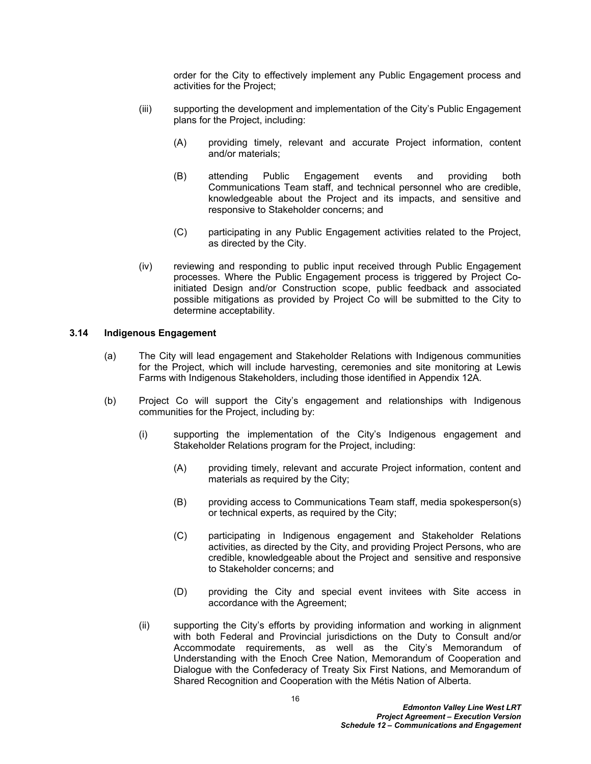order for the City to effectively implement any Public Engagement process and activities for the Project;

(iii) supporting the development and implementation of the City's Public Engagement plans for the Project, including:

(A) providing timely, relevant and accurate Project information, content and/or materials;

(B) attending Public Engagement events and providing both Communications Team staff, and technical personnel who are credible, knowledgeable about the Project and its impacts, and sensitive and responsive to Stakeholder concerns; and

(C) participating in any Public Engagement activities related to the Project, as directed by the City.

(iv) reviewing and responding to public input received through Public Engagement processes. Where the Public Engagement process is triggered by Project Co-initiated Design and/or Construction scope, public feedback and associated possible mitigations as provided by Project Co will be submitted to the City to determine acceptability.

### 3.14 Indigenous Engagement

(a) The City will lead engagement and Stakeholder Relations with Indigenous communities for the Project, which will include harvesting, ceremonies and site monitoring at Lewis Farms with Indigenous Stakeholders, including those identified in Appendix 12A.

(b) Project Co will support the City's engagement and relationships with Indigenous communities for the Project, including by:

(i) supporting the implementation of the City's Indigenous engagement and Stakeholder Relations program for the Project, including:

(A) providing timely, relevant and accurate Project information, content and materials as required by the City;

(B) providing access to Communications Team staff, media spokesperson(s) or technical experts, as required by the City;

(C) participating in Indigenous engagement and Stakeholder Relations activities, as directed by the City, and providing Project Persons, who are credible, knowledgeable about the Project and sensitive and responsive to Stakeholder concerns; and

(D) providing the City and special event invitees with Site access in accordance with the Agreement;

(ii) supporting the City's efforts by providing information and working in alignment with both Federal and Provincial jurisdictions on the Duty to Consult and/or Accommodate requirements, as well as the City's Memorandum of Understanding with the Enoch Cree Nation, Memorandum of Cooperation and Dialogue with the Confederacy of Treaty Six First Nations, and Memorandum of Shared Recognition and Cooperation with the Métis Nation of Alberta.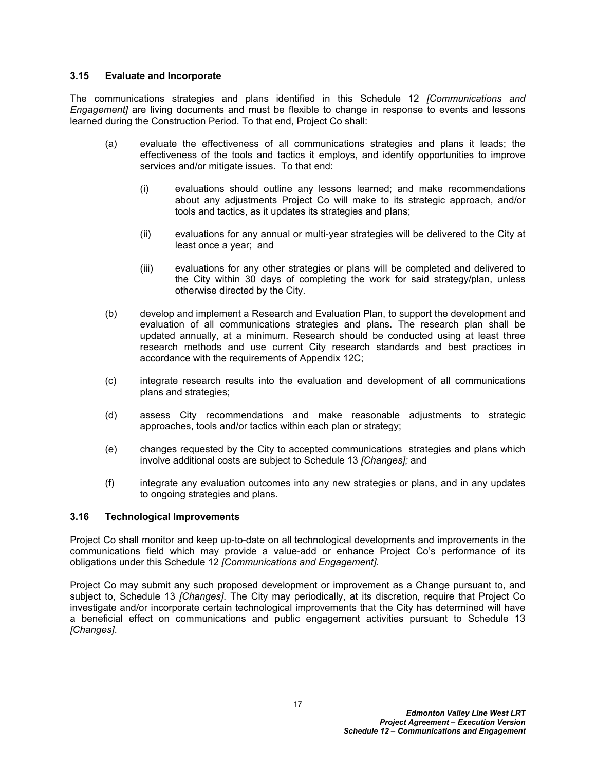### 3.15 Evaluate and Incorporate

The communications strategies and plans identified in this Schedule 12 *[Communications and Engagement]* are living documents and must be flexible to change in response to events and lessons learned during the Construction Period. To that end, Project Co shall:

(a) evaluate the effectiveness of all communications strategies and plans it leads; the effectiveness of the tools and tactics it employs, and identify opportunities to improve services and/or mitigate issues. To that end:

  (i) evaluations should outline any lessons learned; and make recommendations about any adjustments Project Co will make to its strategic approach, and/or tools and tactics, as it updates its strategies and plans;

  (ii) evaluations for any annual or multi-year strategies will be delivered to the City at least once a year; and

  (iii) evaluations for any other strategies or plans will be completed and delivered to the City within 30 days of completing the work for said strategy/plan, unless otherwise directed by the City.

(b) develop and implement a Research and Evaluation Plan, to support the development and evaluation of all communications strategies and plans. The research plan shall be updated annually, at a minimum. Research should be conducted using at least three research methods and use current City research standards and best practices in accordance with the requirements of Appendix 12C;

(c) integrate research results into the evaluation and development of all communications plans and strategies;

(d) assess City recommendations and make reasonable adjustments to strategic approaches, tools and/or tactics within each plan or strategy;

(e) changes requested by the City to accepted communications strategies and plans which involve additional costs are subject to Schedule 13 *[Changes];* and

(f) integrate any evaluation outcomes into any new strategies or plans, and in any updates to ongoing strategies and plans.

### 3.16 Technological Improvements

Project Co shall monitor and keep up-to-date on all technological developments and improvements in the communications field which may provide a value-add or enhance Project Co's performance of its obligations under this Schedule 12 *[Communications and Engagement]*.

Project Co may submit any such proposed development or improvement as a Change pursuant to, and subject to, Schedule 13 *[Changes]*. The City may periodically, at its discretion, require that Project Co investigate and/or incorporate certain technological improvements that the City has determined will have a beneficial effect on communications and public engagement activities pursuant to Schedule 13 *[Changes]*.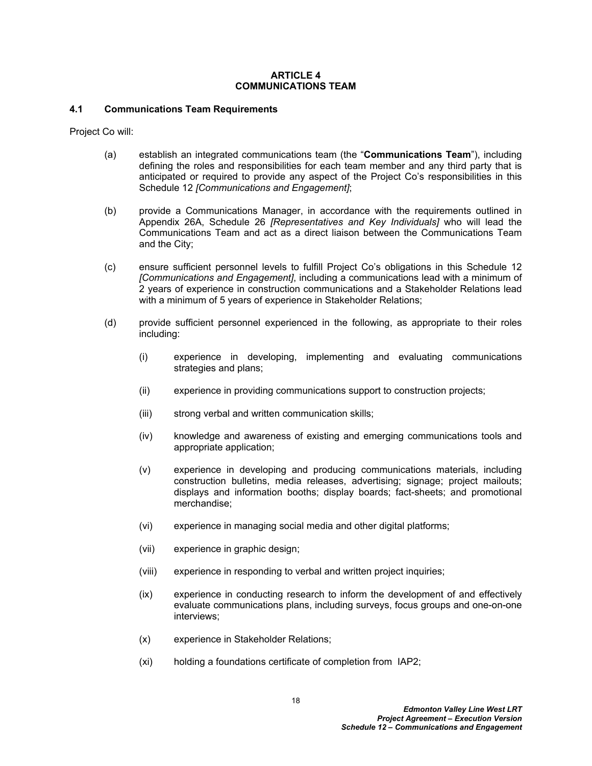# ARTICLE 4
# COMMUNICATIONS TEAM

## 4.1 Communications Team Requirements

Project Co will:

(a) establish an integrated communications team (the "**Communications Team**"), including defining the roles and responsibilities for each team member and any third party that is anticipated or required to provide any aspect of the Project Co's responsibilities in this Schedule 12 *[Communications and Engagement]*;

(b) provide a Communications Manager, in accordance with the requirements outlined in Appendix 26A, Schedule 26 *[Representatives and Key Individuals]* who will lead the Communications Team and act as a direct liaison between the Communications Team and the City;

(c) ensure sufficient personnel levels to fulfill Project Co's obligations in this Schedule 12 *[Communications and Engagement]*, including a communications lead with a minimum of 2 years of experience in construction communications and a Stakeholder Relations lead with a minimum of 5 years of experience in Stakeholder Relations;

(d) provide sufficient personnel experienced in the following, as appropriate to their roles including:

   (i) experience in developing, implementing and evaluating communications strategies and plans;

   (ii) experience in providing communications support to construction projects;

   (iii) strong verbal and written communication skills;

   (iv) knowledge and awareness of existing and emerging communications tools and appropriate application;

   (v) experience in developing and producing communications materials, including construction bulletins, media releases, advertising; signage; project mailouts; displays and information booths; display boards; fact-sheets; and promotional merchandise;

   (vi) experience in managing social media and other digital platforms;

   (vii) experience in graphic design;

   (viii) experience in responding to verbal and written project inquiries;

   (ix) experience in conducting research to inform the development of and effectively evaluate communications plans, including surveys, focus groups and one-on-one interviews;

   (x) experience in Stakeholder Relations;

   (xi) holding a foundations certificate of completion from IAP2;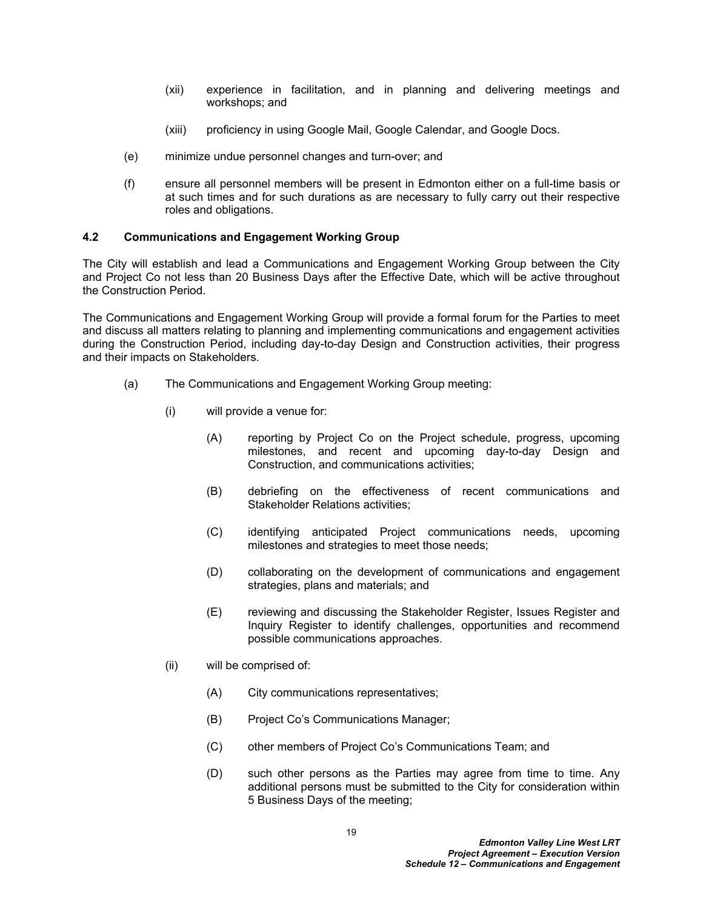(xii) experience in facilitation, and in planning and delivering meetings and workshops; and

(xiii) proficiency in using Google Mail, Google Calendar, and Google Docs.

(e) minimize undue personnel changes and turn-over; and

(f) ensure all personnel members will be present in Edmonton either on a full-time basis or at such times and for such durations as are necessary to fully carry out their respective roles and obligations.

### 4.2 Communications and Engagement Working Group

The City will establish and lead a Communications and Engagement Working Group between the City and Project Co not less than 20 Business Days after the Effective Date, which will be active throughout the Construction Period.

The Communications and Engagement Working Group will provide a formal forum for the Parties to meet and discuss all matters relating to planning and implementing communications and engagement activities during the Construction Period, including day-to-day Design and Construction activities, their progress and their impacts on Stakeholders.

(a) The Communications and Engagement Working Group meeting:

(i) will provide a venue for:

(A) reporting by Project Co on the Project schedule, progress, upcoming milestones, and recent and upcoming day-to-day Design and Construction, and communications activities;

(B) debriefing on the effectiveness of recent communications and Stakeholder Relations activities;

(C) identifying anticipated Project communications needs, upcoming milestones and strategies to meet those needs;

(D) collaborating on the development of communications and engagement strategies, plans and materials; and

(E) reviewing and discussing the Stakeholder Register, Issues Register and Inquiry Register to identify challenges, opportunities and recommend possible communications approaches.

(ii) will be comprised of:

(A) City communications representatives;

(B) Project Co's Communications Manager;

(C) other members of Project Co's Communications Team; and

(D) such other persons as the Parties may agree from time to time. Any additional persons must be submitted to the City for consideration within 5 Business Days of the meeting;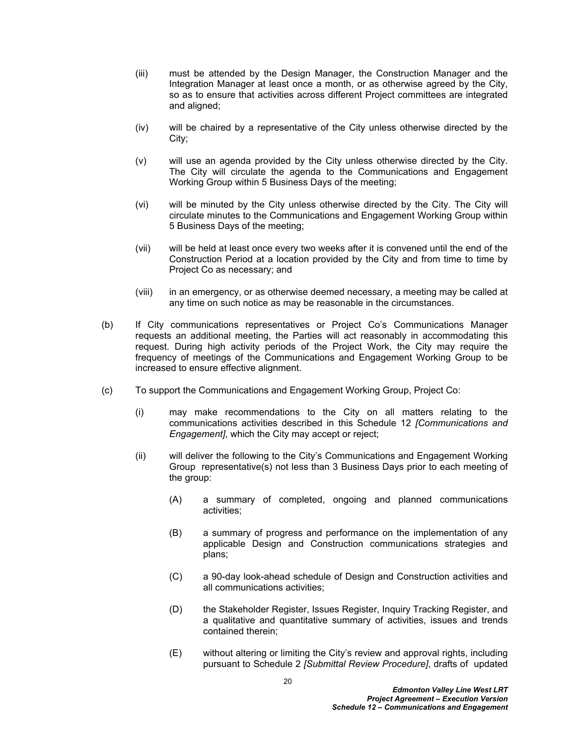(iii) must be attended by the Design Manager, the Construction Manager and the Integration Manager at least once a month, or as otherwise agreed by the City, so as to ensure that activities across different Project committees are integrated and aligned;

(iv) will be chaired by a representative of the City unless otherwise directed by the City;

(v) will use an agenda provided by the City unless otherwise directed by the City. The City will circulate the agenda to the Communications and Engagement Working Group within 5 Business Days of the meeting;

(vi) will be minuted by the City unless otherwise directed by the City. The City will circulate minutes to the Communications and Engagement Working Group within 5 Business Days of the meeting;

(vii) will be held at least once every two weeks after it is convened until the end of the Construction Period at a location provided by the City and from time to time by Project Co as necessary; and

(viii) in an emergency, or as otherwise deemed necessary, a meeting may be called at any time on such notice as may be reasonable in the circumstances.

(b) If City communications representatives or Project Co's Communications Manager requests an additional meeting, the Parties will act reasonably in accommodating this request. During high activity periods of the Project Work, the City may require the frequency of meetings of the Communications and Engagement Working Group to be increased to ensure effective alignment.

(c) To support the Communications and Engagement Working Group, Project Co:

(i) may make recommendations to the City on all matters relating to the communications activities described in this Schedule 12 *[Communications and Engagement]*, which the City may accept or reject;

(ii) will deliver the following to the City's Communications and Engagement Working Group representative(s) not less than 3 Business Days prior to each meeting of the group:

(A) a summary of completed, ongoing and planned communications activities;

(B) a summary of progress and performance on the implementation of any applicable Design and Construction communications strategies and plans;

(C) a 90-day look-ahead schedule of Design and Construction activities and all communications activities;

(D) the Stakeholder Register, Issues Register, Inquiry Tracking Register, and a qualitative and quantitative summary of activities, issues and trends contained therein;

(E) without altering or limiting the City's review and approval rights, including pursuant to Schedule 2 *[Submittal Review Procedure]*, drafts of updated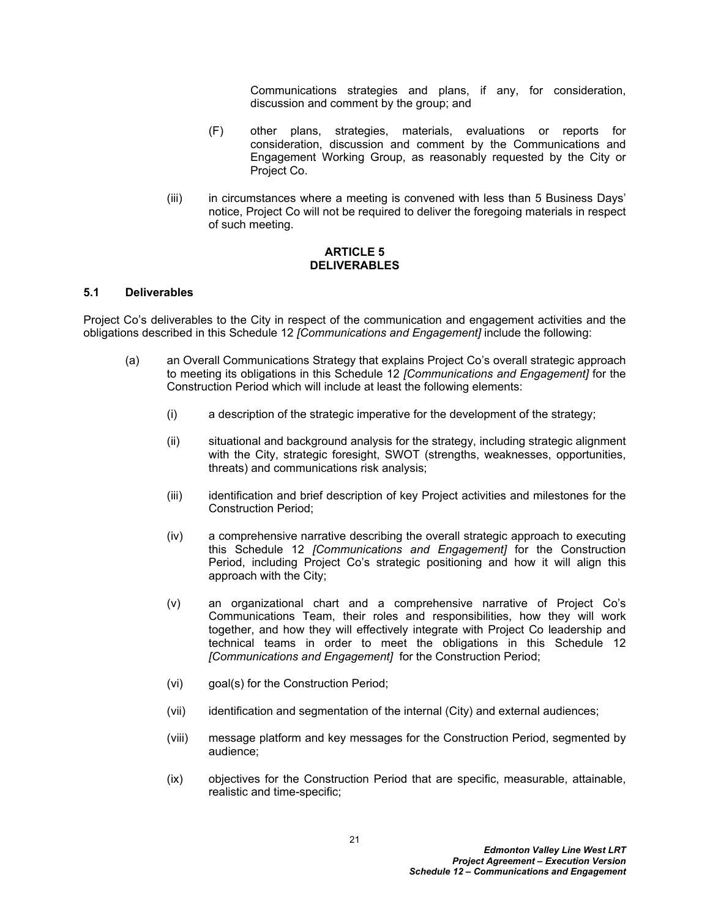Communications strategies and plans, if any, for consideration, discussion and comment by the group; and

(F) other plans, strategies, materials, evaluations or reports for consideration, discussion and comment by the Communications and Engagement Working Group, as reasonably requested by the City or Project Co.

(iii) in circumstances where a meeting is convened with less than 5 Business Days' notice, Project Co will not be required to deliver the foregoing materials in respect of such meeting.

## ARTICLE 5
## DELIVERABLES

### 5.1 Deliverables

Project Co's deliverables to the City in respect of the communication and engagement activities and the obligations described in this Schedule 12 *[Communications and Engagement]* include the following:

(a) an Overall Communications Strategy that explains Project Co's overall strategic approach to meeting its obligations in this Schedule 12 *[Communications and Engagement]* for the Construction Period which will include at least the following elements:

(i) a description of the strategic imperative for the development of the strategy;

(ii) situational and background analysis for the strategy, including strategic alignment with the City, strategic foresight, SWOT (strengths, weaknesses, opportunities, threats) and communications risk analysis;

(iii) identification and brief description of key Project activities and milestones for the Construction Period;

(iv) a comprehensive narrative describing the overall strategic approach to executing this Schedule 12 *[Communications and Engagement]* for the Construction Period, including Project Co's strategic positioning and how it will align this approach with the City;

(v) an organizational chart and a comprehensive narrative of Project Co's Communications Team, their roles and responsibilities, how they will work together, and how they will effectively integrate with Project Co leadership and technical teams in order to meet the obligations in this Schedule 12 *[Communications and Engagement]* for the Construction Period;

(vi) goal(s) for the Construction Period;

(vii) identification and segmentation of the internal (City) and external audiences;

(viii) message platform and key messages for the Construction Period, segmented by audience;

(ix) objectives for the Construction Period that are specific, measurable, attainable, realistic and time-specific;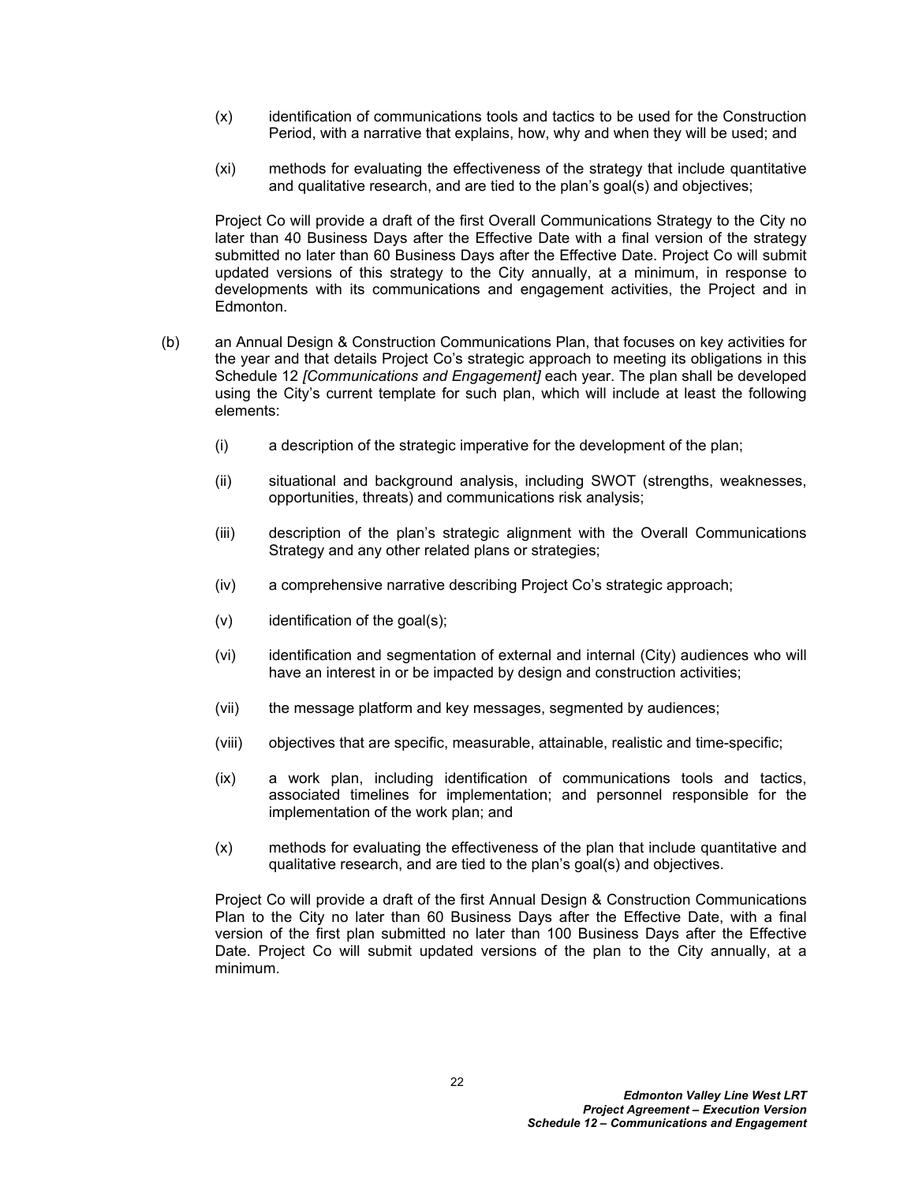(x) identification of communications tools and tactics to be used for the Construction Period, with a narrative that explains, how, why and when they will be used; and

(xi) methods for evaluating the effectiveness of the strategy that include quantitative and qualitative research, and are tied to the plan's goal(s) and objectives;

Project Co will provide a draft of the first Overall Communications Strategy to the City no later than 40 Business Days after the Effective Date with a final version of the strategy submitted no later than 60 Business Days after the Effective Date. Project Co will submit updated versions of this strategy to the City annually, at a minimum, in response to developments with its communications and engagement activities, the Project and in Edmonton.

(b) an Annual Design & Construction Communications Plan, that focuses on key activities for the year and that details Project Co's strategic approach to meeting its obligations in this Schedule 12 *[Communications and Engagement]* each year. The plan shall be developed using the City's current template for such plan, which will include at least the following elements:

(i) a description of the strategic imperative for the development of the plan;

(ii) situational and background analysis, including SWOT (strengths, weaknesses, opportunities, threats) and communications risk analysis;

(iii) description of the plan's strategic alignment with the Overall Communications Strategy and any other related plans or strategies;

(iv) a comprehensive narrative describing Project Co's strategic approach;

(v) identification of the goal(s);

(vi) identification and segmentation of external and internal (City) audiences who will have an interest in or be impacted by design and construction activities;

(vii) the message platform and key messages, segmented by audiences;

(viii) objectives that are specific, measurable, attainable, realistic and time-specific;

(ix) a work plan, including identification of communications tools and tactics, associated timelines for implementation; and personnel responsible for the implementation of the work plan; and

(x) methods for evaluating the effectiveness of the plan that include quantitative and qualitative research, and are tied to the plan's goal(s) and objectives.

Project Co will provide a draft of the first Annual Design & Construction Communications Plan to the City no later than 60 Business Days after the Effective Date, with a final version of the first plan submitted no later than 100 Business Days after the Effective Date. Project Co will submit updated versions of the plan to the City annually, at a minimum.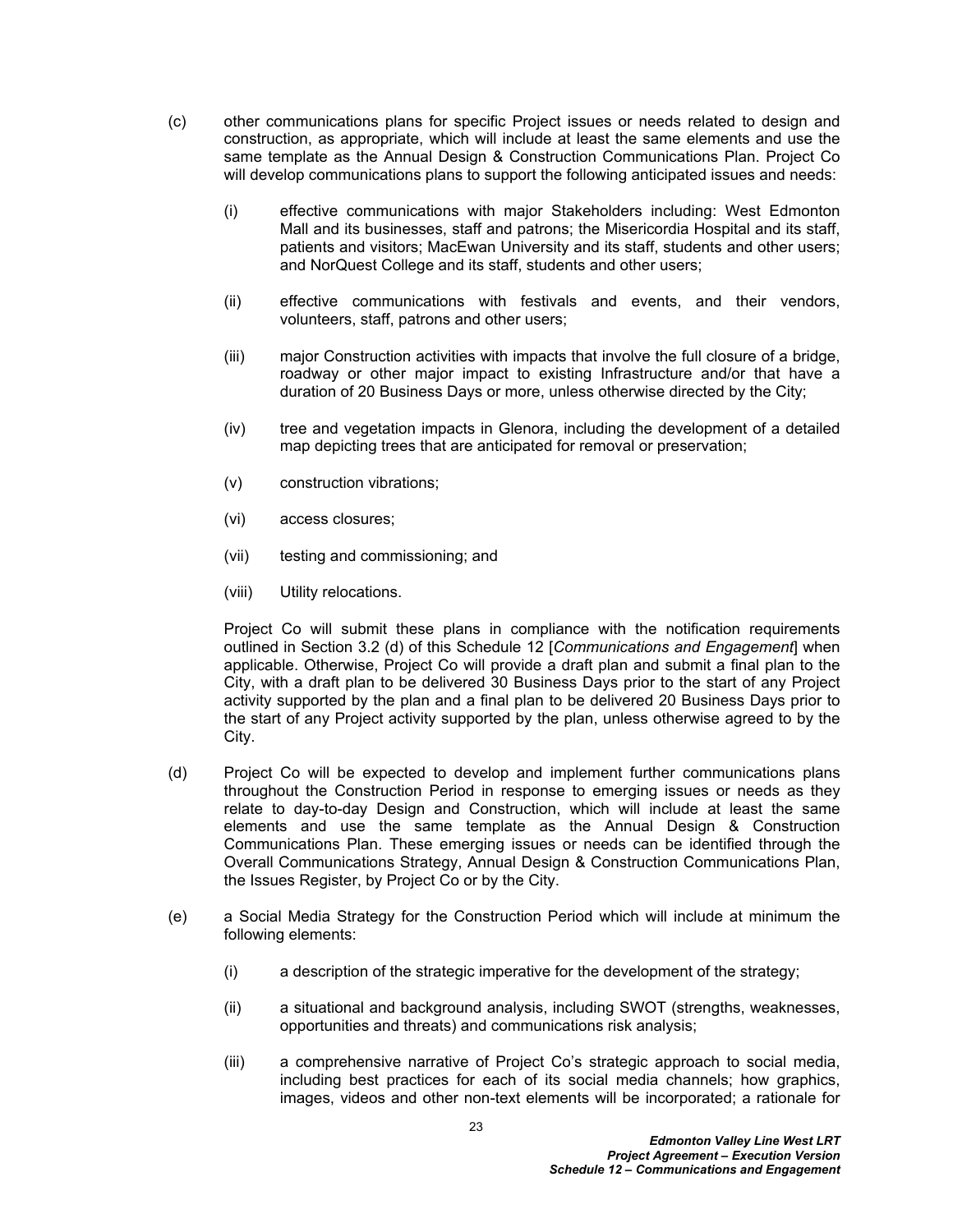(c) other communications plans for specific Project issues or needs related to design and construction, as appropriate, which will include at least the same elements and use the same template as the Annual Design & Construction Communications Plan. Project Co will develop communications plans to support the following anticipated issues and needs:

    (i) effective communications with major Stakeholders including: West Edmonton Mall and its businesses, staff and patrons; the Misericordia Hospital and its staff, patients and visitors; MacEwan University and its staff, students and other users; and NorQuest College and its staff, students and other users;

    (ii) effective communications with festivals and events, and their vendors, volunteers, staff, patrons and other users;

    (iii) major Construction activities with impacts that involve the full closure of a bridge, roadway or other major impact to existing Infrastructure and/or that have a duration of 20 Business Days or more, unless otherwise directed by the City;

    (iv) tree and vegetation impacts in Glenora, including the development of a detailed map depicting trees that are anticipated for removal or preservation;

    (v) construction vibrations;

    (vi) access closures;

    (vii) testing and commissioning; and

    (viii) Utility relocations.

    Project Co will submit these plans in compliance with the notification requirements outlined in Section 3.2 (d) of this Schedule 12 [*Communications and Engagement*] when applicable. Otherwise, Project Co will provide a draft plan and submit a final plan to the City, with a draft plan to be delivered 30 Business Days prior to the start of any Project activity supported by the plan and a final plan to be delivered 20 Business Days prior to the start of any Project activity supported by the plan, unless otherwise agreed to by the City.

(d) Project Co will be expected to develop and implement further communications plans throughout the Construction Period in response to emerging issues or needs as they relate to day-to-day Design and Construction, which will include at least the same elements and use the same template as the Annual Design & Construction Communications Plan. These emerging issues or needs can be identified through the Overall Communications Strategy, Annual Design & Construction Communications Plan, the Issues Register, by Project Co or by the City.

(e) a Social Media Strategy for the Construction Period which will include at minimum the following elements:

    (i) a description of the strategic imperative for the development of the strategy;

    (ii) a situational and background analysis, including SWOT (strengths, weaknesses, opportunities and threats) and communications risk analysis;

    (iii) a comprehensive narrative of Project Co's strategic approach to social media, including best practices for each of its social media channels; how graphics, images, videos and other non-text elements will be incorporated; a rationale for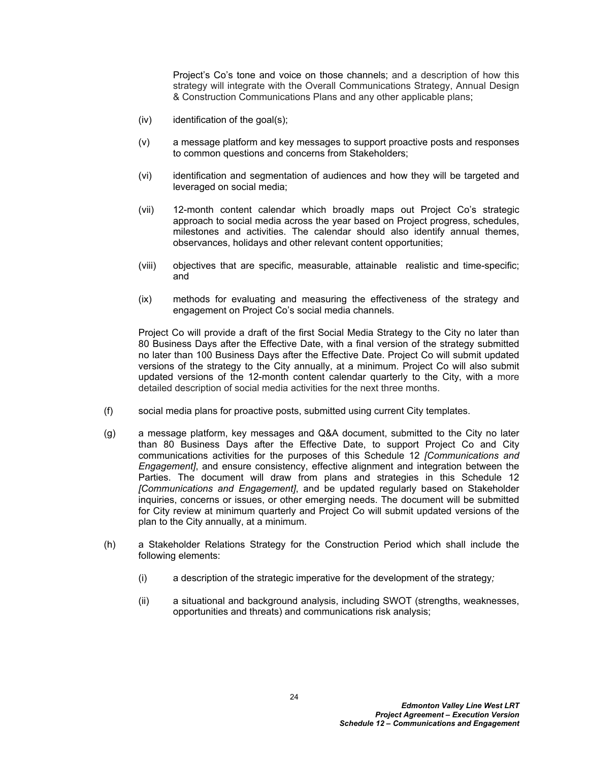Project's Co's tone and voice on those channels; and a description of how this strategy will integrate with the Overall Communications Strategy, Annual Design & Construction Communications Plans and any other applicable plans;

(iv) identification of the goal(s);

(v) a message platform and key messages to support proactive posts and responses to common questions and concerns from Stakeholders;

(vi) identification and segmentation of audiences and how they will be targeted and leveraged on social media;

(vii) 12-month content calendar which broadly maps out Project Co's strategic approach to social media across the year based on Project progress, schedules, milestones and activities. The calendar should also identify annual themes, observances, holidays and other relevant content opportunities;

(viii) objectives that are specific, measurable, attainable realistic and time-specific; and

(ix) methods for evaluating and measuring the effectiveness of the strategy and engagement on Project Co's social media channels.

Project Co will provide a draft of the first Social Media Strategy to the City no later than 80 Business Days after the Effective Date, with a final version of the strategy submitted no later than 100 Business Days after the Effective Date. Project Co will submit updated versions of the strategy to the City annually, at a minimum. Project Co will also submit updated versions of the 12-month content calendar quarterly to the City, with a more detailed description of social media activities for the next three months.

(f) social media plans for proactive posts, submitted using current City templates.

(g) a message platform, key messages and Q&A document, submitted to the City no later than 80 Business Days after the Effective Date, to support Project Co and City communications activities for the purposes of this Schedule 12 *[Communications and Engagement]*, and ensure consistency, effective alignment and integration between the Parties. The document will draw from plans and strategies in this Schedule 12 *[Communications and Engagement]*, and be updated regularly based on Stakeholder inquiries, concerns or issues, or other emerging needs. The document will be submitted for City review at minimum quarterly and Project Co will submit updated versions of the plan to the City annually, at a minimum.

(h) a Stakeholder Relations Strategy for the Construction Period which shall include the following elements:

(i) a description of the strategic imperative for the development of the strategy*;*

(ii) a situational and background analysis, including SWOT (strengths, weaknesses, opportunities and threats) and communications risk analysis;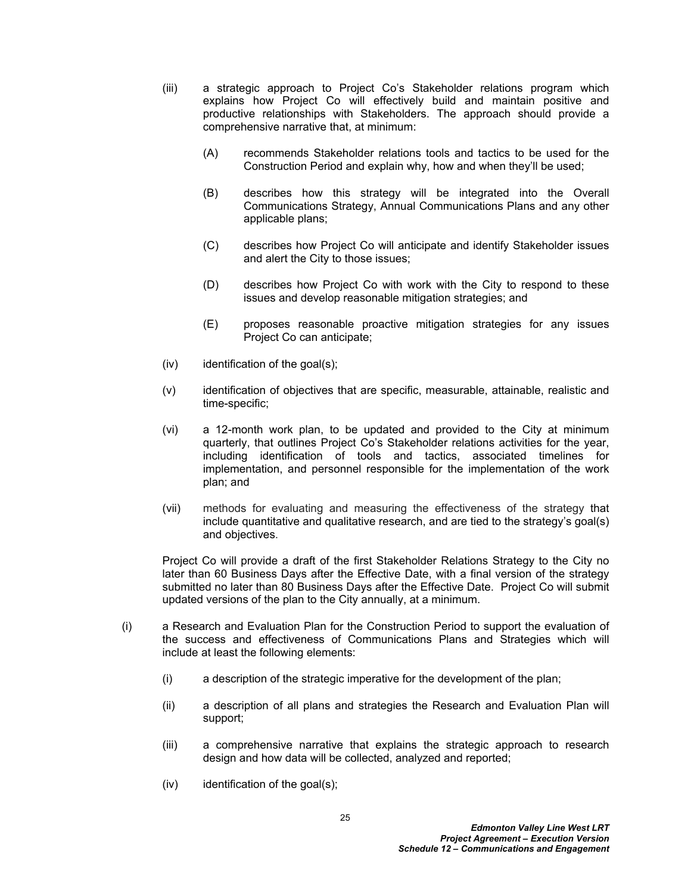(iii) a strategic approach to Project Co's Stakeholder relations program which explains how Project Co will effectively build and maintain positive and productive relationships with Stakeholders. The approach should provide a comprehensive narrative that, at minimum:

(A) recommends Stakeholder relations tools and tactics to be used for the Construction Period and explain why, how and when they'll be used;

(B) describes how this strategy will be integrated into the Overall Communications Strategy, Annual Communications Plans and any other applicable plans;

(C) describes how Project Co will anticipate and identify Stakeholder issues and alert the City to those issues;

(D) describes how Project Co with work with the City to respond to these issues and develop reasonable mitigation strategies; and

(E) proposes reasonable proactive mitigation strategies for any issues Project Co can anticipate;

(iv) identification of the goal(s);

(v) identification of objectives that are specific, measurable, attainable, realistic and time-specific;

(vi) a 12-month work plan, to be updated and provided to the City at minimum quarterly, that outlines Project Co's Stakeholder relations activities for the year, including identification of tools and tactics, associated timelines for implementation, and personnel responsible for the implementation of the work plan; and

(vii) methods for evaluating and measuring the effectiveness of the strategy that include quantitative and qualitative research, and are tied to the strategy's goal(s) and objectives.

Project Co will provide a draft of the first Stakeholder Relations Strategy to the City no later than 60 Business Days after the Effective Date, with a final version of the strategy submitted no later than 80 Business Days after the Effective Date. Project Co will submit updated versions of the plan to the City annually, at a minimum.

(i) a Research and Evaluation Plan for the Construction Period to support the evaluation of the success and effectiveness of Communications Plans and Strategies which will include at least the following elements:

(i) a description of the strategic imperative for the development of the plan;

(ii) a description of all plans and strategies the Research and Evaluation Plan will support;

(iii) a comprehensive narrative that explains the strategic approach to research design and how data will be collected, analyzed and reported;

(iv) identification of the goal(s);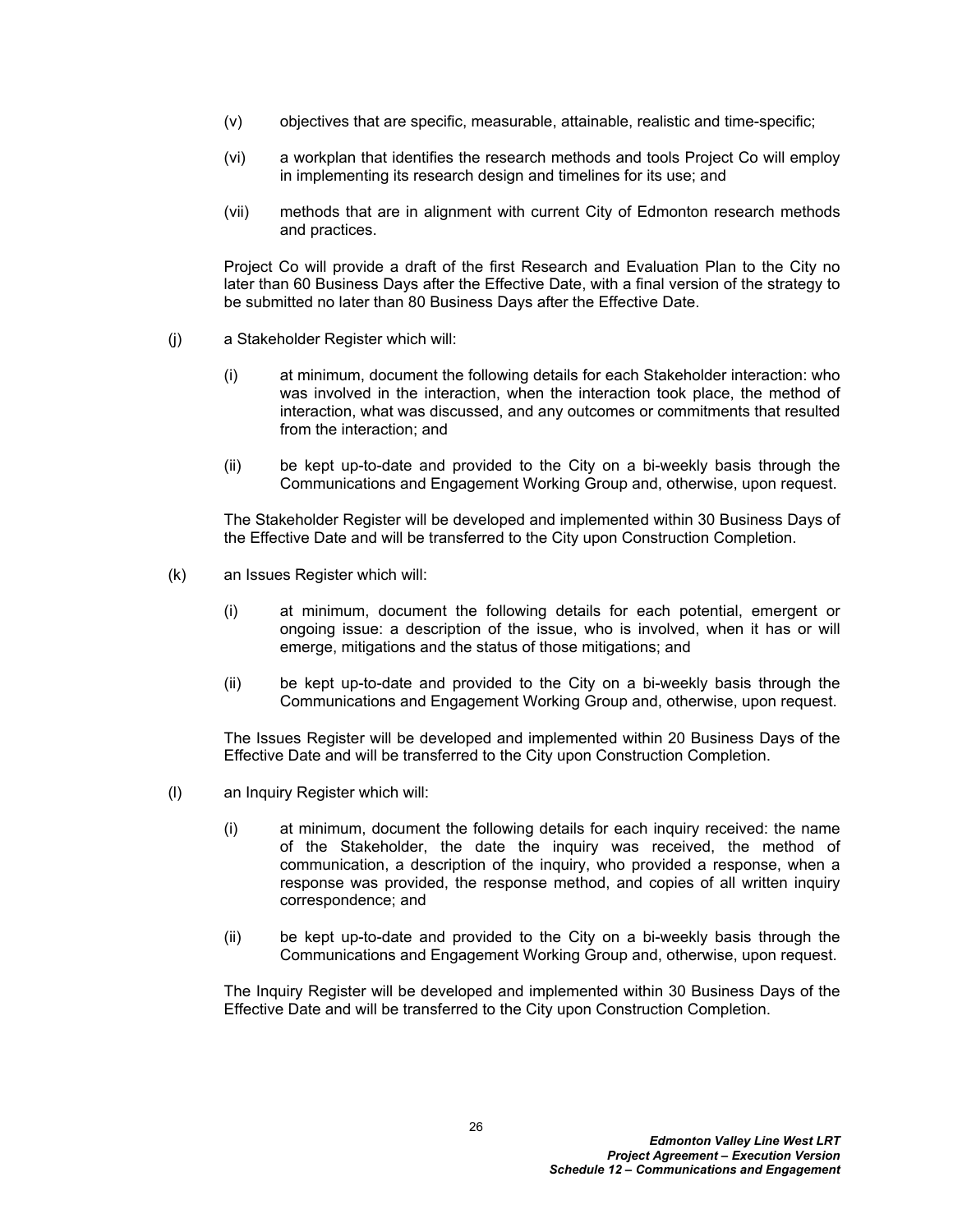(v) objectives that are specific, measurable, attainable, realistic and time-specific;

(vi) a workplan that identifies the research methods and tools Project Co will employ in implementing its research design and timelines for its use; and

(vii) methods that are in alignment with current City of Edmonton research methods and practices.

Project Co will provide a draft of the first Research and Evaluation Plan to the City no later than 60 Business Days after the Effective Date, with a final version of the strategy to be submitted no later than 80 Business Days after the Effective Date.

(j) a Stakeholder Register which will:

(i) at minimum, document the following details for each Stakeholder interaction: who was involved in the interaction, when the interaction took place, the method of interaction, what was discussed, and any outcomes or commitments that resulted from the interaction; and

(ii) be kept up-to-date and provided to the City on a bi-weekly basis through the Communications and Engagement Working Group and, otherwise, upon request.

The Stakeholder Register will be developed and implemented within 30 Business Days of the Effective Date and will be transferred to the City upon Construction Completion.

(k) an Issues Register which will:

(i) at minimum, document the following details for each potential, emergent or ongoing issue: a description of the issue, who is involved, when it has or will emerge, mitigations and the status of those mitigations; and

(ii) be kept up-to-date and provided to the City on a bi-weekly basis through the Communications and Engagement Working Group and, otherwise, upon request.

The Issues Register will be developed and implemented within 20 Business Days of the Effective Date and will be transferred to the City upon Construction Completion.

(l) an Inquiry Register which will:

(i) at minimum, document the following details for each inquiry received: the name of the Stakeholder, the date the inquiry was received, the method of communication, a description of the inquiry, who provided a response, when a response was provided, the response method, and copies of all written inquiry correspondence; and

(ii) be kept up-to-date and provided to the City on a bi-weekly basis through the Communications and Engagement Working Group and, otherwise, upon request.

The Inquiry Register will be developed and implemented within 30 Business Days of the Effective Date and will be transferred to the City upon Construction Completion.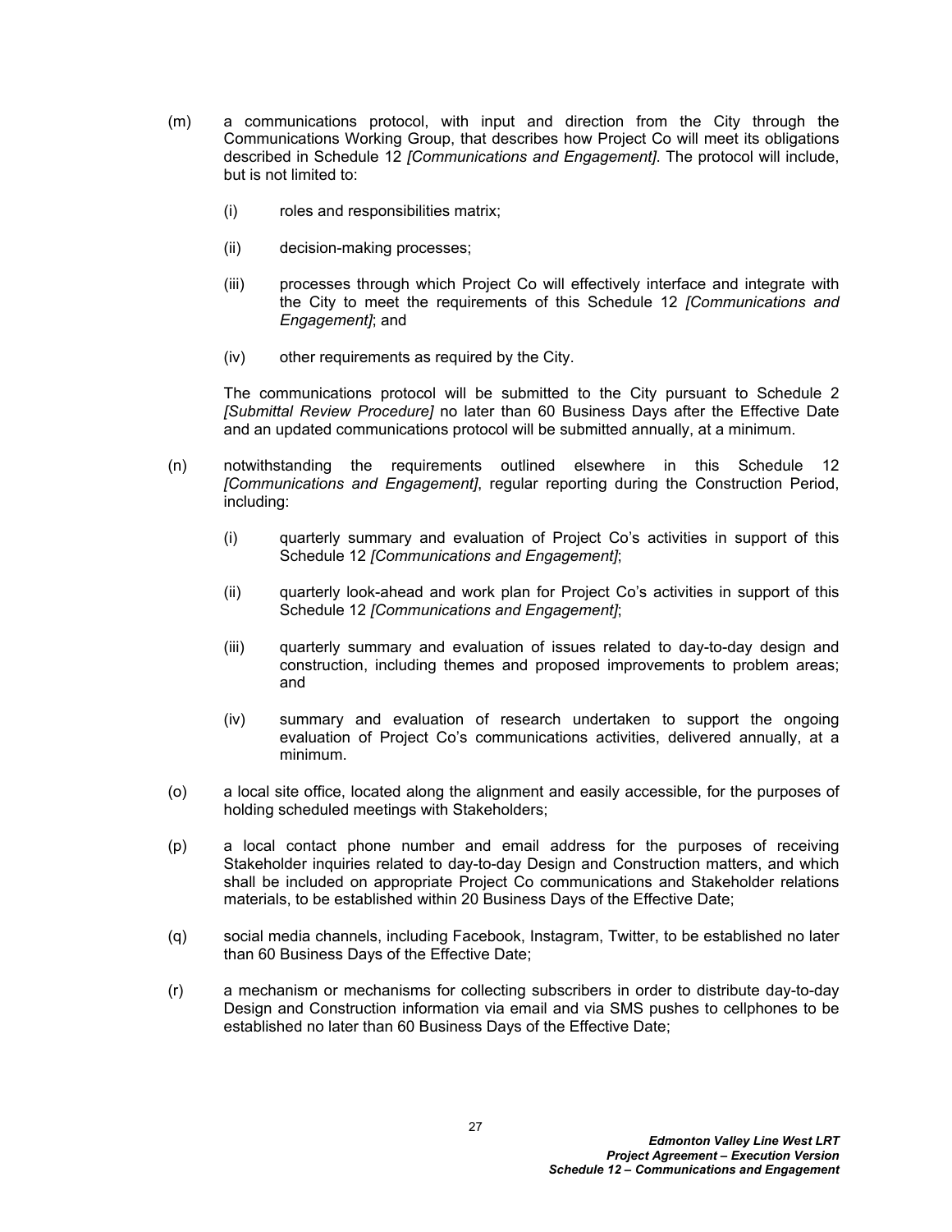(m) a communications protocol, with input and direction from the City through the Communications Working Group, that describes how Project Co will meet its obligations described in Schedule 12 *[Communications and Engagement]*. The protocol will include, but is not limited to:

   (i) roles and responsibilities matrix;

   (ii) decision-making processes;

   (iii) processes through which Project Co will effectively interface and integrate with the City to meet the requirements of this Schedule 12 *[Communications and Engagement]*; and

   (iv) other requirements as required by the City.

   The communications protocol will be submitted to the City pursuant to Schedule 2 *[Submittal Review Procedure]* no later than 60 Business Days after the Effective Date and an updated communications protocol will be submitted annually, at a minimum.

(n) notwithstanding the requirements outlined elsewhere in this Schedule 12 *[Communications and Engagement]*, regular reporting during the Construction Period, including:

   (i) quarterly summary and evaluation of Project Co's activities in support of this Schedule 12 *[Communications and Engagement]*;

   (ii) quarterly look-ahead and work plan for Project Co's activities in support of this Schedule 12 *[Communications and Engagement]*;

   (iii) quarterly summary and evaluation of issues related to day-to-day design and construction, including themes and proposed improvements to problem areas; and

   (iv) summary and evaluation of research undertaken to support the ongoing evaluation of Project Co's communications activities, delivered annually, at a minimum.

(o) a local site office, located along the alignment and easily accessible, for the purposes of holding scheduled meetings with Stakeholders;

(p) a local contact phone number and email address for the purposes of receiving Stakeholder inquiries related to day-to-day Design and Construction matters, and which shall be included on appropriate Project Co communications and Stakeholder relations materials, to be established within 20 Business Days of the Effective Date;

(q) social media channels, including Facebook, Instagram, Twitter, to be established no later than 60 Business Days of the Effective Date;

(r) a mechanism or mechanisms for collecting subscribers in order to distribute day-to-day Design and Construction information via email and via SMS pushes to cellphones to be established no later than 60 Business Days of the Effective Date;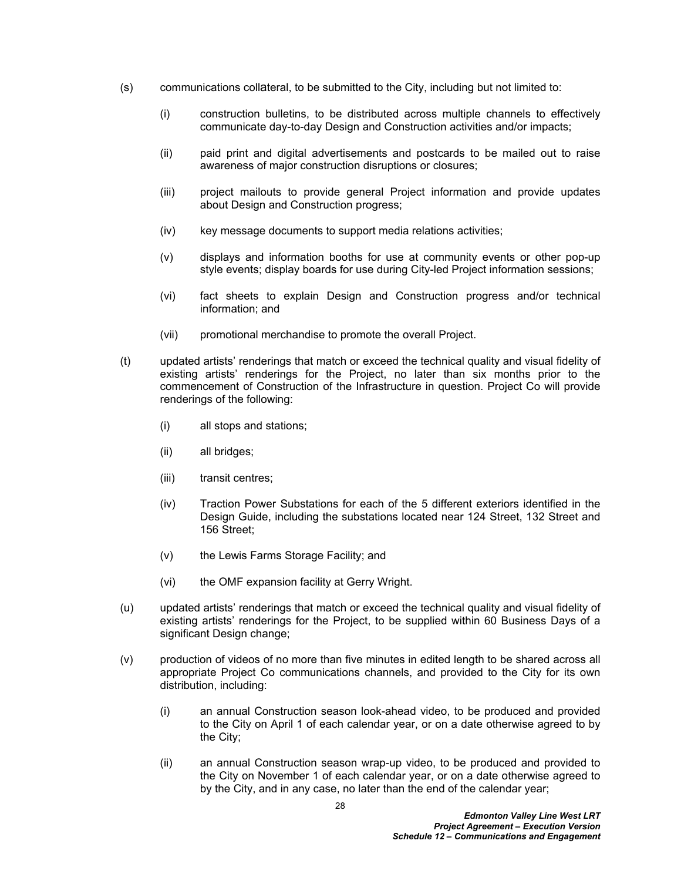(s) communications collateral, to be submitted to the City, including but not limited to:

   (i) construction bulletins, to be distributed across multiple channels to effectively communicate day-to-day Design and Construction activities and/or impacts;

   (ii) paid print and digital advertisements and postcards to be mailed out to raise awareness of major construction disruptions or closures;

   (iii) project mailouts to provide general Project information and provide updates about Design and Construction progress;

   (iv) key message documents to support media relations activities;

   (v) displays and information booths for use at community events or other pop-up style events; display boards for use during City-led Project information sessions;

   (vi) fact sheets to explain Design and Construction progress and/or technical information; and

   (vii) promotional merchandise to promote the overall Project.

(t) updated artists' renderings that match or exceed the technical quality and visual fidelity of existing artists' renderings for the Project, no later than six months prior to the commencement of Construction of the Infrastructure in question. Project Co will provide renderings of the following:

   (i) all stops and stations;

   (ii) all bridges;

   (iii) transit centres;

   (iv) Traction Power Substations for each of the 5 different exteriors identified in the Design Guide, including the substations located near 124 Street, 132 Street and 156 Street;

   (v) the Lewis Farms Storage Facility; and

   (vi) the OMF expansion facility at Gerry Wright.

(u) updated artists' renderings that match or exceed the technical quality and visual fidelity of existing artists' renderings for the Project, to be supplied within 60 Business Days of a significant Design change;

(v) production of videos of no more than five minutes in edited length to be shared across all appropriate Project Co communications channels, and provided to the City for its own distribution, including:

   (i) an annual Construction season look-ahead video, to be produced and provided to the City on April 1 of each calendar year, or on a date otherwise agreed to by the City;

   (ii) an annual Construction season wrap-up video, to be produced and provided to the City on November 1 of each calendar year, or on a date otherwise agreed to by the City, and in any case, no later than the end of the calendar year;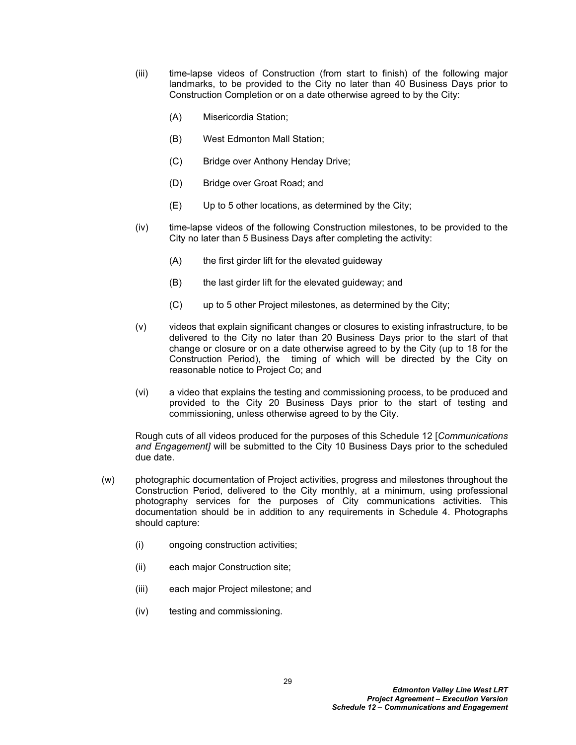(iii) time-lapse videos of Construction (from start to finish) of the following major landmarks, to be provided to the City no later than 40 Business Days prior to Construction Completion or on a date otherwise agreed to by the City:

(A) Misericordia Station;

(B) West Edmonton Mall Station;

(C) Bridge over Anthony Henday Drive;

(D) Bridge over Groat Road; and

(E) Up to 5 other locations, as determined by the City;

(iv) time-lapse videos of the following Construction milestones, to be provided to the City no later than 5 Business Days after completing the activity:

(A) the first girder lift for the elevated guideway

(B) the last girder lift for the elevated guideway; and

(C) up to 5 other Project milestones, as determined by the City;

(v) videos that explain significant changes or closures to existing infrastructure, to be delivered to the City no later than 20 Business Days prior to the start of that change or closure or on a date otherwise agreed to by the City (up to 18 for the Construction Period), the timing of which will be directed by the City on reasonable notice to Project Co; and

(vi) a video that explains the testing and commissioning process, to be produced and provided to the City 20 Business Days prior to the start of testing and commissioning, unless otherwise agreed to by the City.

Rough cuts of all videos produced for the purposes of this Schedule 12 [*Communications and Engagement]* will be submitted to the City 10 Business Days prior to the scheduled due date.

(w) photographic documentation of Project activities, progress and milestones throughout the Construction Period, delivered to the City monthly, at a minimum, using professional photography services for the purposes of City communications activities. This documentation should be in addition to any requirements in Schedule 4. Photographs should capture:

(i) ongoing construction activities;

(ii) each major Construction site;

(iii) each major Project milestone; and

(iv) testing and commissioning.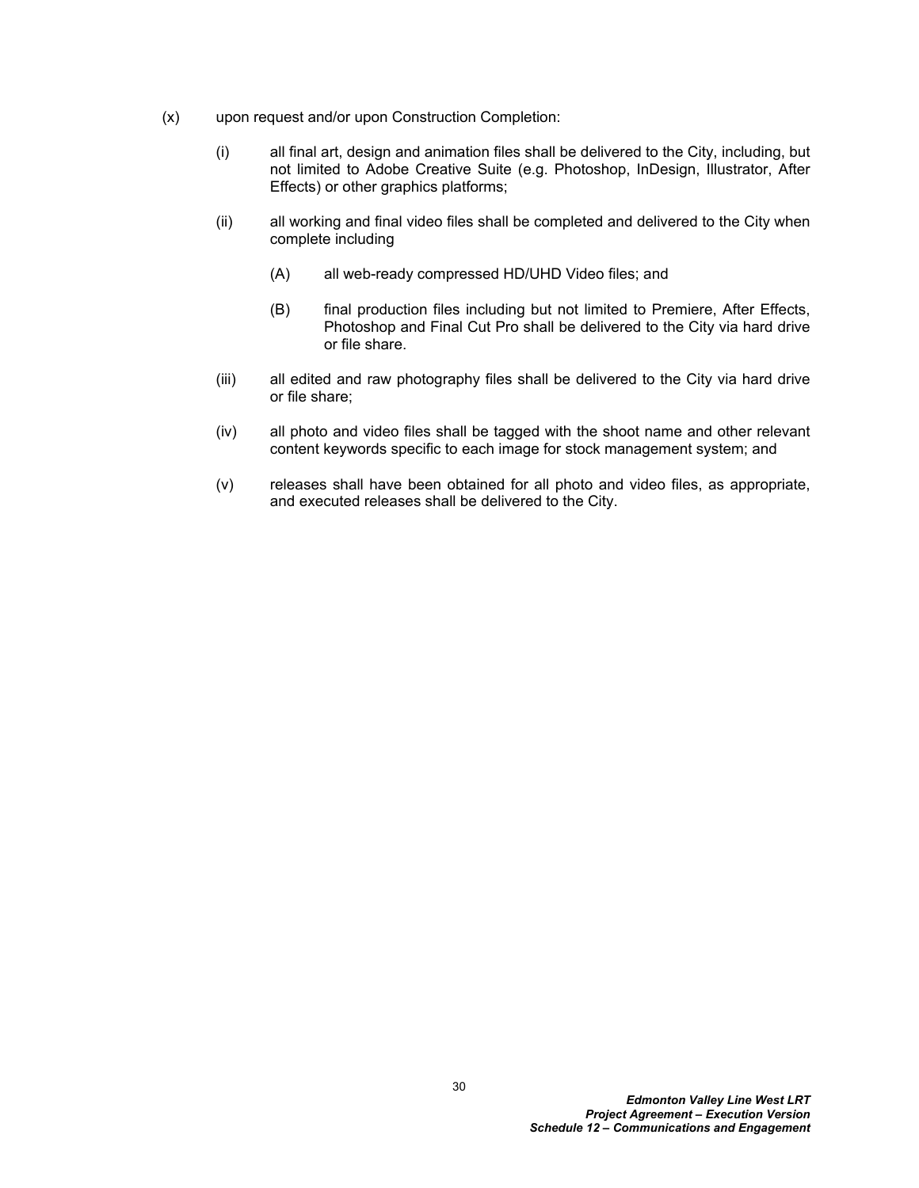(x) upon request and/or upon Construction Completion:

  (i) all final art, design and animation files shall be delivered to the City, including, but not limited to Adobe Creative Suite (e.g. Photoshop, InDesign, Illustrator, After Effects) or other graphics platforms;

  (ii) all working and final video files shall be completed and delivered to the City when complete including

    (A) all web-ready compressed HD/UHD Video files; and

    (B) final production files including but not limited to Premiere, After Effects, Photoshop and Final Cut Pro shall be delivered to the City via hard drive or file share.

  (iii) all edited and raw photography files shall be delivered to the City via hard drive or file share;

  (iv) all photo and video files shall be tagged with the shoot name and other relevant content keywords specific to each image for stock management system; and

  (v) releases shall have been obtained for all photo and video files, as appropriate, and executed releases shall be delivered to the City.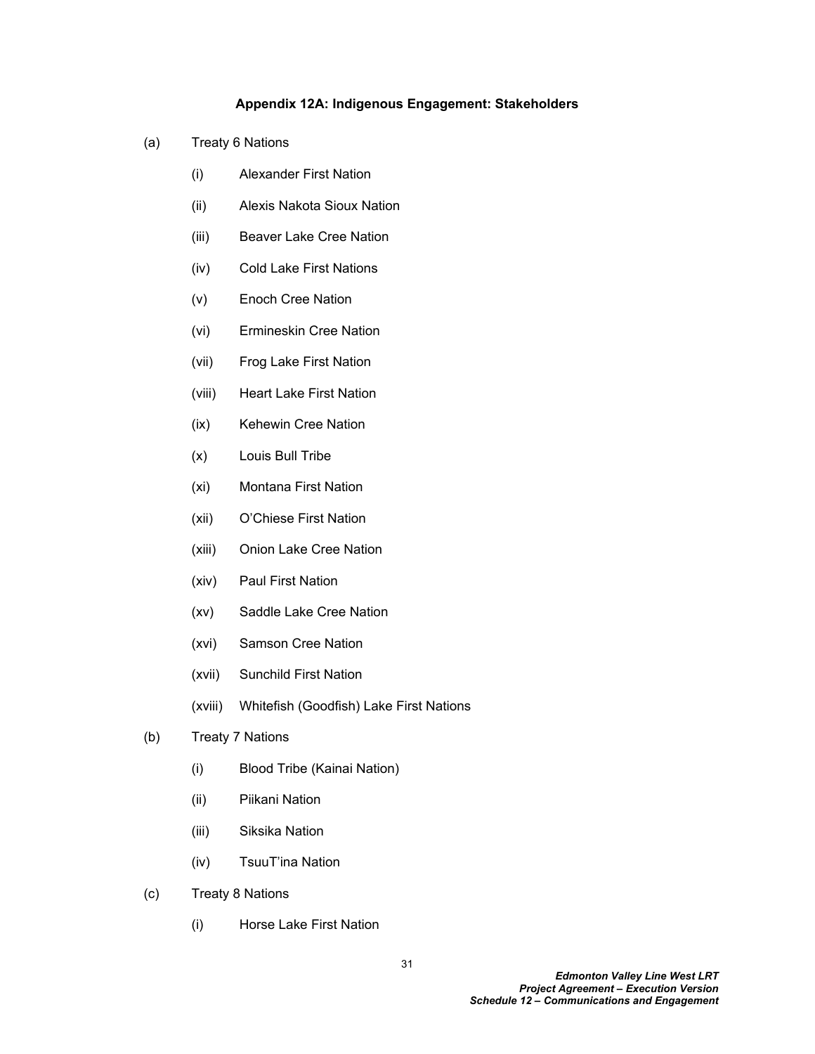**Appendix 12A: Indigenous Engagement: Stakeholders**

(a) Treaty 6 Nations

- (i) Alexander First Nation
- (ii) Alexis Nakota Sioux Nation
- (iii) Beaver Lake Cree Nation
- (iv) Cold Lake First Nations
- (v) Enoch Cree Nation
- (vi) Ermineskin Cree Nation
- (vii) Frog Lake First Nation
- (viii) Heart Lake First Nation
- (ix) Kehewin Cree Nation
- (x) Louis Bull Tribe
- (xi) Montana First Nation
- (xii) O'Chiese First Nation
- (xiii) Onion Lake Cree Nation
- (xiv) Paul First Nation
- (xv) Saddle Lake Cree Nation
- (xvi) Samson Cree Nation
- (xvii) Sunchild First Nation
- (xviii) Whitefish (Goodfish) Lake First Nations

(b) Treaty 7 Nations

- (i) Blood Tribe (Kainai Nation)
- (ii) Piikani Nation
- (iii) Siksika Nation
- (iv) TsuuT'ina Nation

(c) Treaty 8 Nations

- (i) Horse Lake First Nation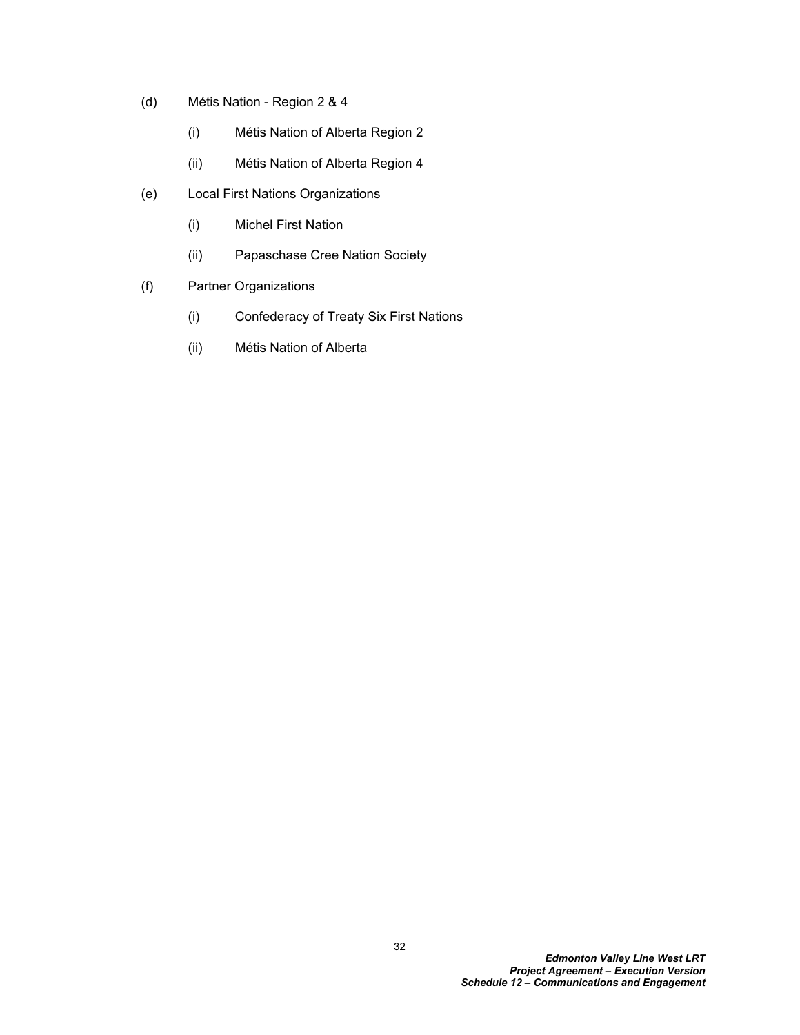(d) Métis Nation - Region 2 & 4

    (i) Métis Nation of Alberta Region 2

    (ii) Métis Nation of Alberta Region 4

(e) Local First Nations Organizations

    (i) Michel First Nation

    (ii) Papaschase Cree Nation Society

(f) Partner Organizations

    (i) Confederacy of Treaty Six First Nations

    (ii) Métis Nation of Alberta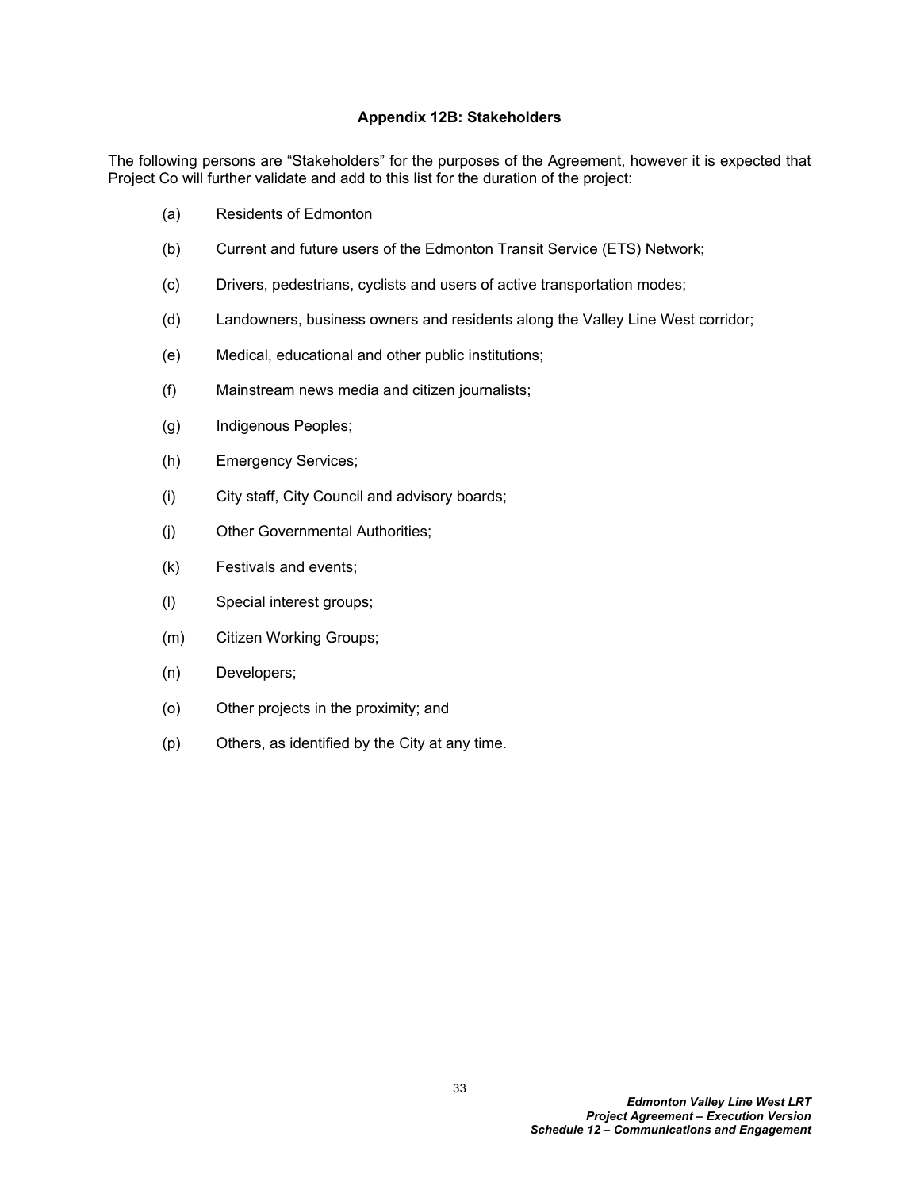## Appendix 12B: Stakeholders

The following persons are "Stakeholders" for the purposes of the Agreement, however it is expected that Project Co will further validate and add to this list for the duration of the project:

(a) Residents of Edmonton

(b) Current and future users of the Edmonton Transit Service (ETS) Network;

(c) Drivers, pedestrians, cyclists and users of active transportation modes;

(d) Landowners, business owners and residents along the Valley Line West corridor;

(e) Medical, educational and other public institutions;

(f) Mainstream news media and citizen journalists;

(g) Indigenous Peoples;

(h) Emergency Services;

(i) City staff, City Council and advisory boards;

(j) Other Governmental Authorities;

(k) Festivals and events;

(l) Special interest groups;

(m) Citizen Working Groups;

(n) Developers;

(o) Other projects in the proximity; and

(p) Others, as identified by the City at any time.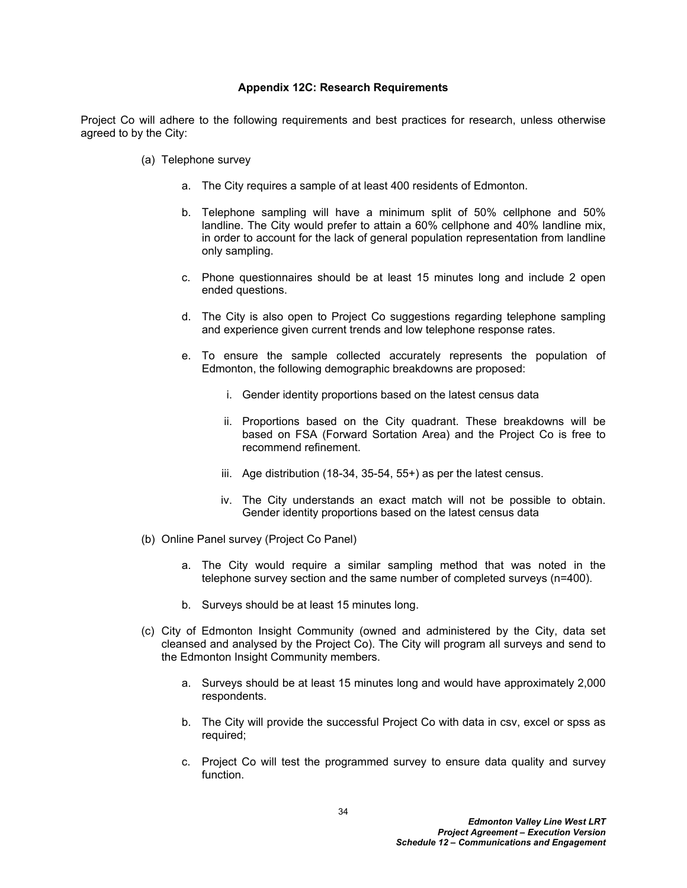### Appendix 12C: Research Requirements

Project Co will adhere to the following requirements and best practices for research, unless otherwise agreed to by the City:

(a) Telephone survey

a. The City requires a sample of at least 400 residents of Edmonton.

b. Telephone sampling will have a minimum split of 50% cellphone and 50% landline. The City would prefer to attain a 60% cellphone and 40% landline mix, in order to account for the lack of general population representation from landline only sampling.

c. Phone questionnaires should be at least 15 minutes long and include 2 open ended questions.

d. The City is also open to Project Co suggestions regarding telephone sampling and experience given current trends and low telephone response rates.

e. To ensure the sample collected accurately represents the population of Edmonton, the following demographic breakdowns are proposed:

i. Gender identity proportions based on the latest census data

ii. Proportions based on the City quadrant. These breakdowns will be based on FSA (Forward Sortation Area) and the Project Co is free to recommend refinement.

iii. Age distribution (18-34, 35-54, 55+) as per the latest census.

iv. The City understands an exact match will not be possible to obtain. Gender identity proportions based on the latest census data

(b) Online Panel survey (Project Co Panel)

a. The City would require a similar sampling method that was noted in the telephone survey section and the same number of completed surveys (n=400).

b. Surveys should be at least 15 minutes long.

(c) City of Edmonton Insight Community (owned and administered by the City, data set cleansed and analysed by the Project Co). The City will program all surveys and send to the Edmonton Insight Community members.

a. Surveys should be at least 15 minutes long and would have approximately 2,000 respondents.

b. The City will provide the successful Project Co with data in csv, excel or spss as required;

c. Project Co will test the programmed survey to ensure data quality and survey function.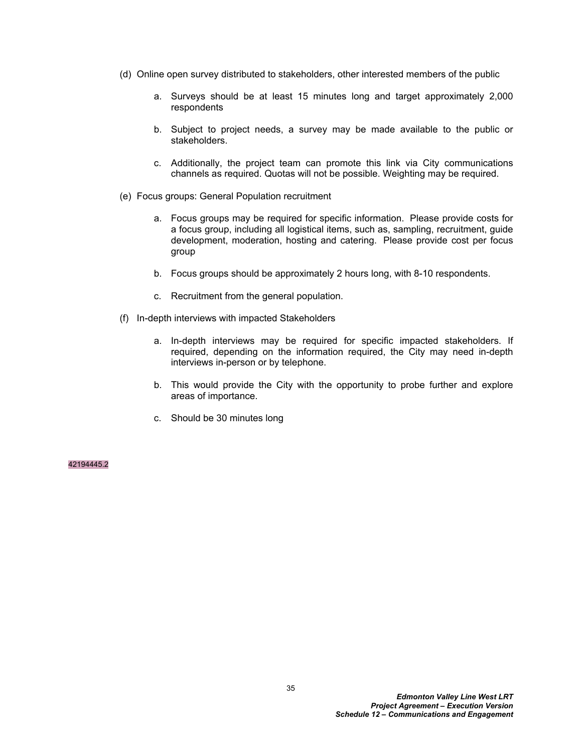(d) Online open survey distributed to stakeholders, other interested members of the public

  a. Surveys should be at least 15 minutes long and target approximately 2,000 respondents

  b. Subject to project needs, a survey may be made available to the public or stakeholders.

  c. Additionally, the project team can promote this link via City communications channels as required. Quotas will not be possible. Weighting may be required.

(e) Focus groups: General Population recruitment

  a. Focus groups may be required for specific information. Please provide costs for a focus group, including all logistical items, such as, sampling, recruitment, guide development, moderation, hosting and catering. Please provide cost per focus group

  b. Focus groups should be approximately 2 hours long, with 8-10 respondents.

  c. Recruitment from the general population.

(f) In-depth interviews with impacted Stakeholders

  a. In-depth interviews may be required for specific impacted stakeholders. If required, depending on the information required, the City may need in-depth interviews in-person or by telephone.

  b. This would provide the City with the opportunity to probe further and explore areas of importance.

  c. Should be 30 minutes long

42194445.2